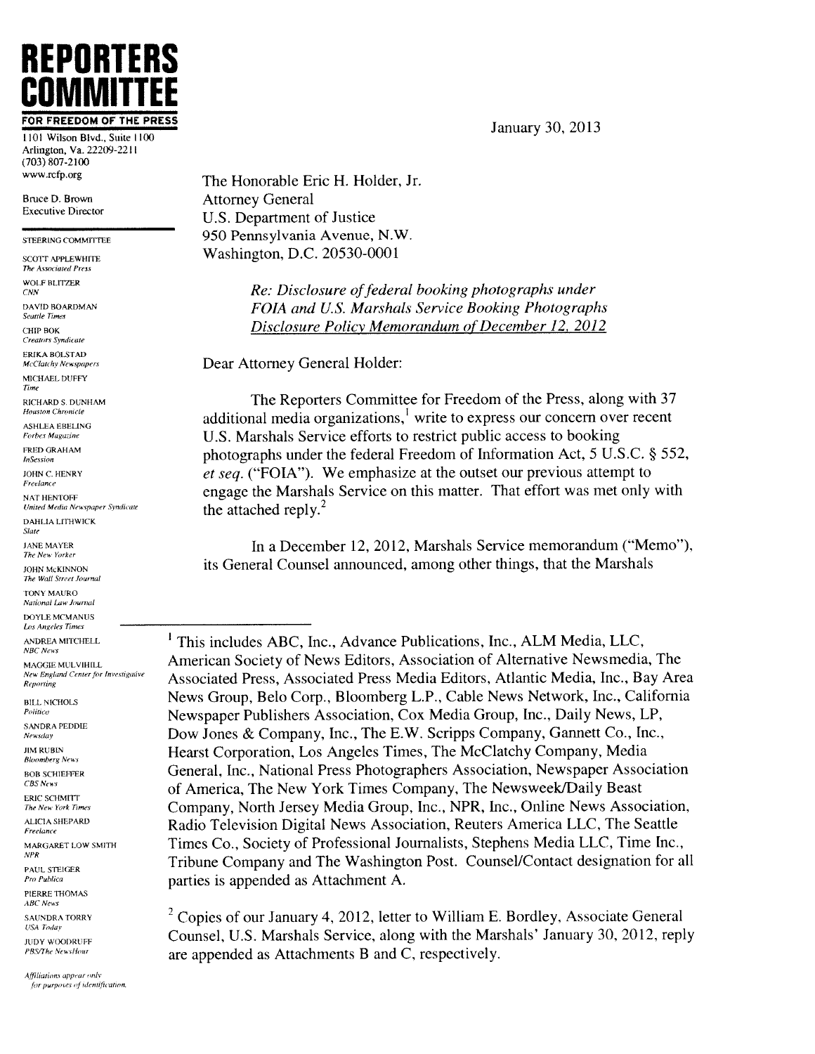# REPORTERS COMMITTEE

**FOR FREEDOM OF THE PRESS**

1101 Wilson Blvd., Suite 1100
Arlington, Va. 22209-2211
(703) 807-2100
www.rcfp.org

Bruce D. Brown
Executive Director

STEERING COMMITTEE

SCOTT APPLEWHITE
*The Associated Press*
WOLF BLITZER
*CNN*
DAVID BOARDMAN
*Seattle Times*
CHIP BOK
*Creators Syndicate*
ERIKA BOLSTAD
*McClatchy Newspapers*
MICHAEL DUFFY
*Time*
RICHARD S. DUNHAM
*Houston Chronicle*
ASHLEA EBELING
*Forbes Magazine*
FRED GRAHAM
*InSession*
JOHN C. HENRY
*Freelance*
NAT HENTOFF
*United Media Newspaper Syndicate*
DAHLIA LITHWICK
*Slate*
JANE MAYER
*The New Yorker*
JOHN McKINNON
*The Wall Street Journal*
TONY MAURO
*National Law Journal*
DOYLE MCMANUS
*Los Angeles Times*
ANDREA MITCHELL
*NBC News*
MAGGIE MULVIHILL
*New England Center for Investigative Reporting*
BILL NICHOLS
*Politico*
SANDRA PEDDIE
*Newsday*
JIM RUBIN
*Bloomberg News*
BOB SCHIEFFER
*CBS News*
ERIC SCHMITT
*The New York Times*
ALICIA SHEPARD
*Freelance*
MARGARET LOW SMITH
*NPR*
PAUL STEIGER
*Pro Publica*
PIERRE THOMAS
*ABC News*
SAUNDRA TORRY
*USA Today*
JUDY WOODRUFF
*PBS/The NewsHour*

*Affiliations appear only for purposes of identification.*

January 30, 2013

The Honorable Eric H. Holder, Jr.
Attorney General
U.S. Department of Justice
950 Pennsylvania Avenue, N.W.
Washington, D.C. 20530-0001

*Re: Disclosure of federal booking photographs under FOIA and U.S. Marshals Service Booking Photographs Disclosure Policy Memorandum of December 12, 2012*

Dear Attorney General Holder:

The Reporters Committee for Freedom of the Press, along with 37 additional media organizations,[1] write to express our concern over recent U.S. Marshals Service efforts to restrict public access to booking photographs under the federal Freedom of Information Act, 5 U.S.C. § 552, *et seq.* ("FOIA"). We emphasize at the outset our previous attempt to engage the Marshals Service on this matter. That effort was met only with the attached reply.[2]

In a December 12, 2012, Marshals Service memorandum ("Memo"), its General Counsel announced, among other things, that the Marshals

---

[1] This includes ABC, Inc., Advance Publications, Inc., ALM Media, LLC, American Society of News Editors, Association of Alternative Newsmedia, The Associated Press, Associated Press Media Editors, Atlantic Media, Inc., Bay Area News Group, Belo Corp., Bloomberg L.P., Cable News Network, Inc., California Newspaper Publishers Association, Cox Media Group, Inc., Daily News, LP, Dow Jones & Company, Inc., The E.W. Scripps Company, Gannett Co., Inc., Hearst Corporation, Los Angeles Times, The McClatchy Company, Media General, Inc., National Press Photographers Association, Newspaper Association of America, The New York Times Company, The Newsweek/Daily Beast Company, North Jersey Media Group, Inc., NPR, Inc., Online News Association, Radio Television Digital News Association, Reuters America LLC, The Seattle Times Co., Society of Professional Journalists, Stephens Media LLC, Time Inc., Tribune Company and The Washington Post. Counsel/Contact designation for all parties is appended as Attachment A.

[2] Copies of our January 4, 2012, letter to William E. Bordley, Associate General Counsel, U.S. Marshals Service, along with the Marshals' January 30, 2012, reply are appended as Attachments B and C, respectively.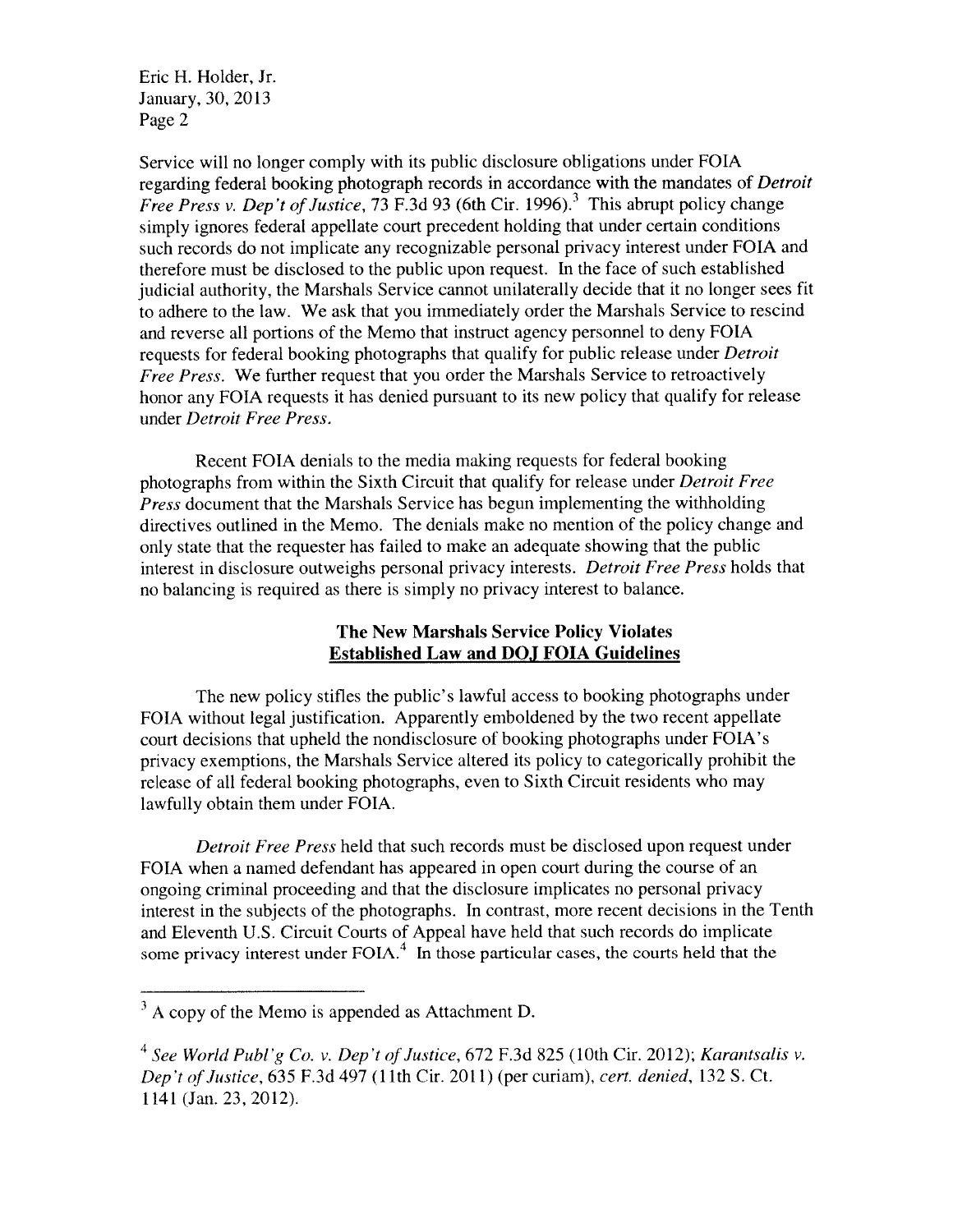Service will no longer comply with its public disclosure obligations under FOIA regarding federal booking photograph records in accordance with the mandates of *Detroit Free Press v. Dep't of Justice*, 73 F.3d 93 (6th Cir. 1996).[3] This abrupt policy change simply ignores federal appellate court precedent holding that under certain conditions such records do not implicate any recognizable personal privacy interest under FOIA and therefore must be disclosed to the public upon request. In the face of such established judicial authority, the Marshals Service cannot unilaterally decide that it no longer sees fit to adhere to the law. We ask that you immediately order the Marshals Service to rescind and reverse all portions of the Memo that instruct agency personnel to deny FOIA requests for federal booking photographs that qualify for public release under *Detroit Free Press*. We further request that you order the Marshals Service to retroactively honor any FOIA requests it has denied pursuant to its new policy that qualify for release under *Detroit Free Press*.

Recent FOIA denials to the media making requests for federal booking photographs from within the Sixth Circuit that qualify for release under *Detroit Free Press* document that the Marshals Service has begun implementing the withholding directives outlined in the Memo. The denials make no mention of the policy change and only state that the requester has failed to make an adequate showing that the public interest in disclosure outweighs personal privacy interests. *Detroit Free Press* holds that no balancing is required as there is simply no privacy interest to balance.

**The New Marshals Service Policy Violates**
**<u>Established Law and DOJ FOIA Guidelines</u>**

The new policy stifles the public's lawful access to booking photographs under FOIA without legal justification. Apparently emboldened by the two recent appellate court decisions that upheld the nondisclosure of booking photographs under FOIA's privacy exemptions, the Marshals Service altered its policy to categorically prohibit the release of all federal booking photographs, even to Sixth Circuit residents who may lawfully obtain them under FOIA.

*Detroit Free Press* held that such records must be disclosed upon request under FOIA when a named defendant has appeared in open court during the course of an ongoing criminal proceeding and that the disclosure implicates no personal privacy interest in the subjects of the photographs. In contrast, more recent decisions in the Tenth and Eleventh U.S. Circuit Courts of Appeal have held that such records do implicate some privacy interest under FOIA.[4] In those particular cases, the courts held that the

---

[3] A copy of the Memo is appended as Attachment D.

[4] *See World Publ'g Co. v. Dep't of Justice*, 672 F.3d 825 (10th Cir. 2012); *Karantsalis v. Dep't of Justice*, 635 F.3d 497 (11th Cir. 2011) (per curiam), *cert. denied*, 132 S. Ct. 1141 (Jan. 23, 2012).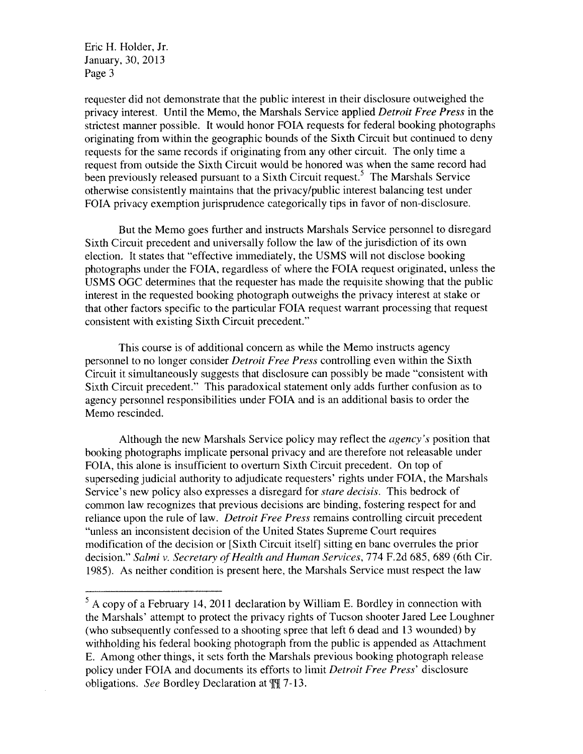requester did not demonstrate that the public interest in their disclosure outweighed the privacy interest. Until the Memo, the Marshals Service applied *Detroit Free Press* in the strictest manner possible. It would honor FOIA requests for federal booking photographs originating from within the geographic bounds of the Sixth Circuit but continued to deny requests for the same records if originating from any other circuit. The only time a request from outside the Sixth Circuit would be honored was when the same record had been previously released pursuant to a Sixth Circuit request.[5] The Marshals Service otherwise consistently maintains that the privacy/public interest balancing test under FOIA privacy exemption jurisprudence categorically tips in favor of non-disclosure.

But the Memo goes further and instructs Marshals Service personnel to disregard Sixth Circuit precedent and universally follow the law of the jurisdiction of its own election. It states that "effective immediately, the USMS will not disclose booking photographs under the FOIA, regardless of where the FOIA request originated, unless the USMS OGC determines that the requester has made the requisite showing that the public interest in the requested booking photograph outweighs the privacy interest at stake or that other factors specific to the particular FOIA request warrant processing that request consistent with existing Sixth Circuit precedent."

This course is of additional concern as while the Memo instructs agency personnel to no longer consider *Detroit Free Press* controlling even within the Sixth Circuit it simultaneously suggests that disclosure can possibly be made "consistent with Sixth Circuit precedent." This paradoxical statement only adds further confusion as to agency personnel responsibilities under FOIA and is an additional basis to order the Memo rescinded.

Although the new Marshals Service policy may reflect the *agency's* position that booking photographs implicate personal privacy and are therefore not releasable under FOIA, this alone is insufficient to overturn Sixth Circuit precedent. On top of superseding judicial authority to adjudicate requesters' rights under FOIA, the Marshals Service's new policy also expresses a disregard for *stare decisis*. This bedrock of common law recognizes that previous decisions are binding, fostering respect for and reliance upon the rule of law. *Detroit Free Press* remains controlling circuit precedent "unless an inconsistent decision of the United States Supreme Court requires modification of the decision or [Sixth Circuit itself] sitting en banc overrules the prior decision." *Salmi v. Secretary of Health and Human Services*, 774 F.2d 685, 689 (6th Cir. 1985). As neither condition is present here, the Marshals Service must respect the law

---

[5] A copy of a February 14, 2011 declaration by William E. Bordley in connection with the Marshals' attempt to protect the privacy rights of Tucson shooter Jared Lee Loughner (who subsequently confessed to a shooting spree that left 6 dead and 13 wounded) by withholding his federal booking photograph from the public is appended as Attachment E. Among other things, it sets forth the Marshals previous booking photograph release policy under FOIA and documents its efforts to limit *Detroit Free Press*' disclosure obligations. *See* Bordley Declaration at ¶¶ 7-13.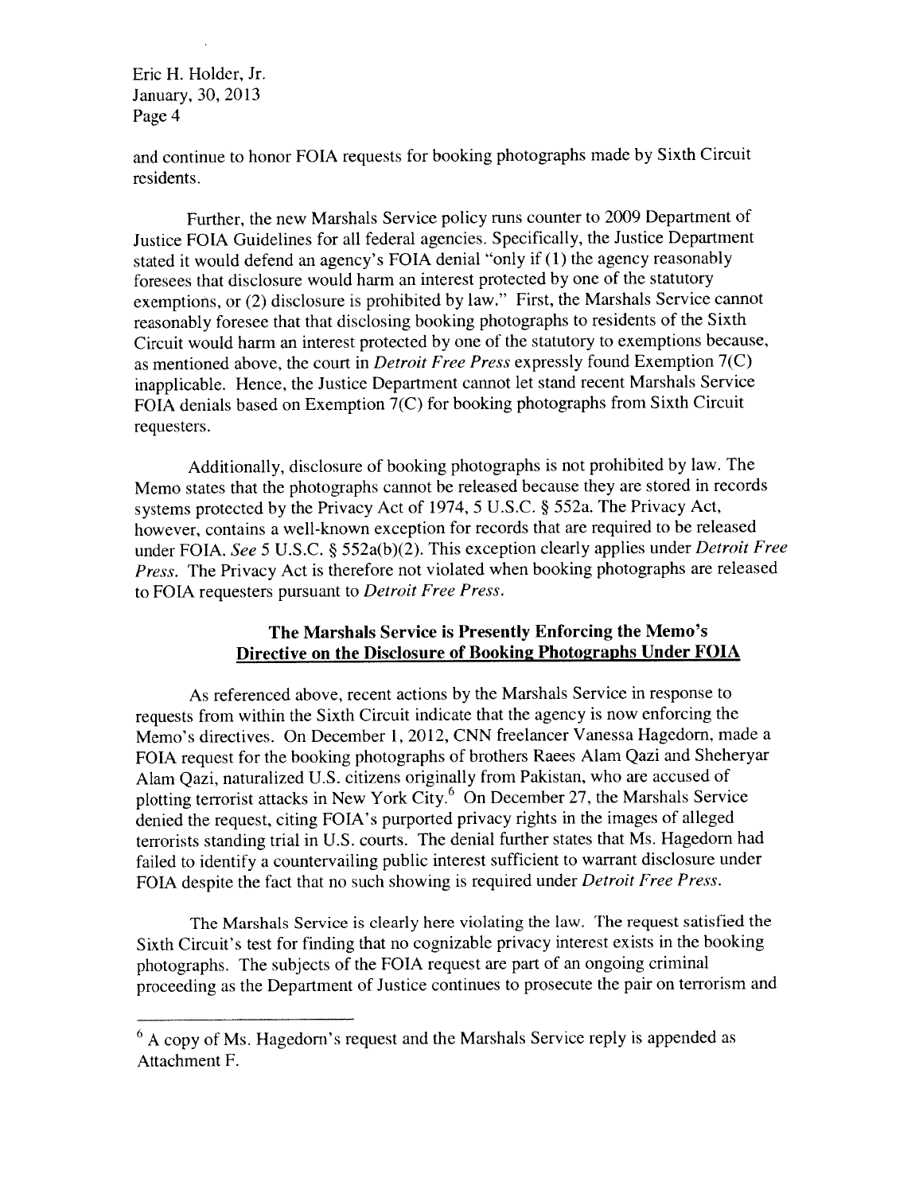and continue to honor FOIA requests for booking photographs made by Sixth Circuit residents.

Further, the new Marshals Service policy runs counter to 2009 Department of Justice FOIA Guidelines for all federal agencies. Specifically, the Justice Department stated it would defend an agency's FOIA denial "only if (1) the agency reasonably foresees that disclosure would harm an interest protected by one of the statutory exemptions, or (2) disclosure is prohibited by law." First, the Marshals Service cannot reasonably foresee that that disclosing booking photographs to residents of the Sixth Circuit would harm an interest protected by one of the statutory to exemptions because, as mentioned above, the court in *Detroit Free Press* expressly found Exemption 7(C) inapplicable. Hence, the Justice Department cannot let stand recent Marshals Service FOIA denials based on Exemption 7(C) for booking photographs from Sixth Circuit requesters.

Additionally, disclosure of booking photographs is not prohibited by law. The Memo states that the photographs cannot be released because they are stored in records systems protected by the Privacy Act of 1974, 5 U.S.C. § 552a. The Privacy Act, however, contains a well-known exception for records that are required to be released under FOIA. *See* 5 U.S.C. § 552a(b)(2). This exception clearly applies under *Detroit Free Press*. The Privacy Act is therefore not violated when booking photographs are released to FOIA requesters pursuant to *Detroit Free Press*.

### The Marshals Service is Presently Enforcing the Memo's Directive on the Disclosure of Booking Photographs Under FOIA

As referenced above, recent actions by the Marshals Service in response to requests from within the Sixth Circuit indicate that the agency is now enforcing the Memo's directives. On December 1, 2012, CNN freelancer Vanessa Hagedorn, made a FOIA request for the booking photographs of brothers Raees Alam Qazi and Sheheryar Alam Qazi, naturalized U.S. citizens originally from Pakistan, who are accused of plotting terrorist attacks in New York City.[6] On December 27, the Marshals Service denied the request, citing FOIA's purported privacy rights in the images of alleged terrorists standing trial in U.S. courts. The denial further states that Ms. Hagedorn had failed to identify a countervailing public interest sufficient to warrant disclosure under FOIA despite the fact that no such showing is required under *Detroit Free Press*.

The Marshals Service is clearly here violating the law. The request satisfied the Sixth Circuit's test for finding that no cognizable privacy interest exists in the booking photographs. The subjects of the FOIA request are part of an ongoing criminal proceeding as the Department of Justice continues to prosecute the pair on terrorism and

---

[6] A copy of Ms. Hagedorn's request and the Marshals Service reply is appended as Attachment F.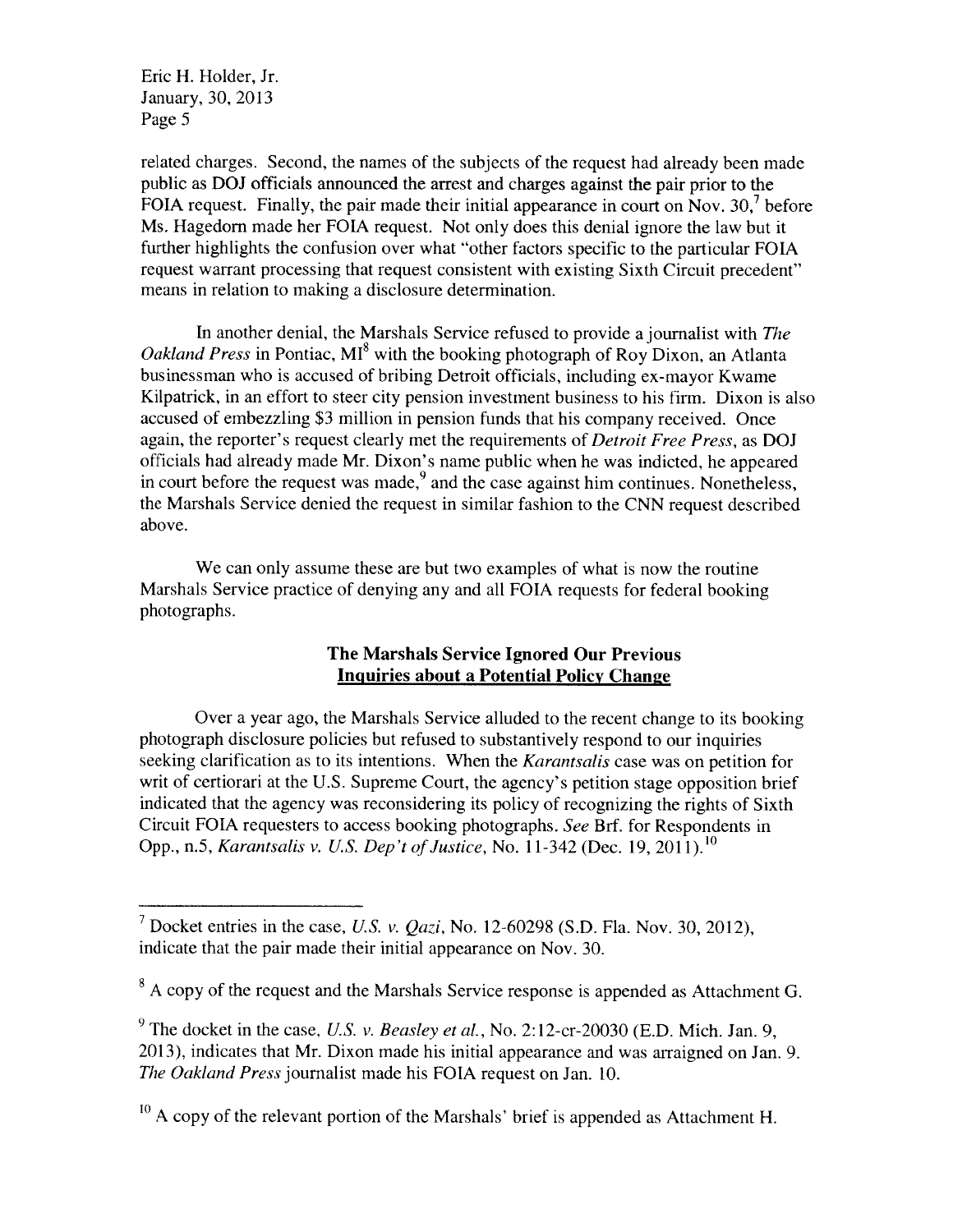related charges. Second, the names of the subjects of the request had already been made public as DOJ officials announced the arrest and charges against the pair prior to the FOIA request. Finally, the pair made their initial appearance in court on Nov. 30,[7] before Ms. Hagedorn made her FOIA request. Not only does this denial ignore the law but it further highlights the confusion over what "other factors specific to the particular FOIA request warrant processing that request consistent with existing Sixth Circuit precedent" means in relation to making a disclosure determination.

In another denial, the Marshals Service refused to provide a journalist with *The Oakland Press* in Pontiac, MI[8] with the booking photograph of Roy Dixon, an Atlanta businessman who is accused of bribing Detroit officials, including ex-mayor Kwame Kilpatrick, in an effort to steer city pension investment business to his firm. Dixon is also accused of embezzling $3 million in pension funds that his company received. Once again, the reporter's request clearly met the requirements of *Detroit Free Press*, as DOJ officials had already made Mr. Dixon's name public when he was indicted, he appeared in court before the request was made,[9] and the case against him continues. Nonetheless, the Marshals Service denied the request in similar fashion to the CNN request described above.

We can only assume these are but two examples of what is now the routine Marshals Service practice of denying any and all FOIA requests for federal booking photographs.

## The Marshals Service Ignored Our Previous Inquiries about a Potential Policy Change

Over a year ago, the Marshals Service alluded to the recent change to its booking photograph disclosure policies but refused to substantively respond to our inquiries seeking clarification as to its intentions. When the *Karantsalis* case was on petition for writ of certiorari at the U.S. Supreme Court, the agency's petition stage opposition brief indicated that the agency was reconsidering its policy of recognizing the rights of Sixth Circuit FOIA requesters to access booking photographs. *See* Brf. for Respondents in Opp., n.5, *Karantsalis v. U.S. Dep't of Justice*, No. 11-342 (Dec. 19, 2011).[10]

---

[7] Docket entries in the case, *U.S. v. Qazi*, No. 12-60298 (S.D. Fla. Nov. 30, 2012), indicate that the pair made their initial appearance on Nov. 30.

[8] A copy of the request and the Marshals Service response is appended as Attachment G.

[9] The docket in the case, *U.S. v. Beasley et al.*, No. 2:12-cr-20030 (E.D. Mich. Jan. 9, 2013), indicates that Mr. Dixon made his initial appearance and was arraigned on Jan. 9. *The Oakland Press* journalist made his FOIA request on Jan. 10.

[10] A copy of the relevant portion of the Marshals' brief is appended as Attachment H.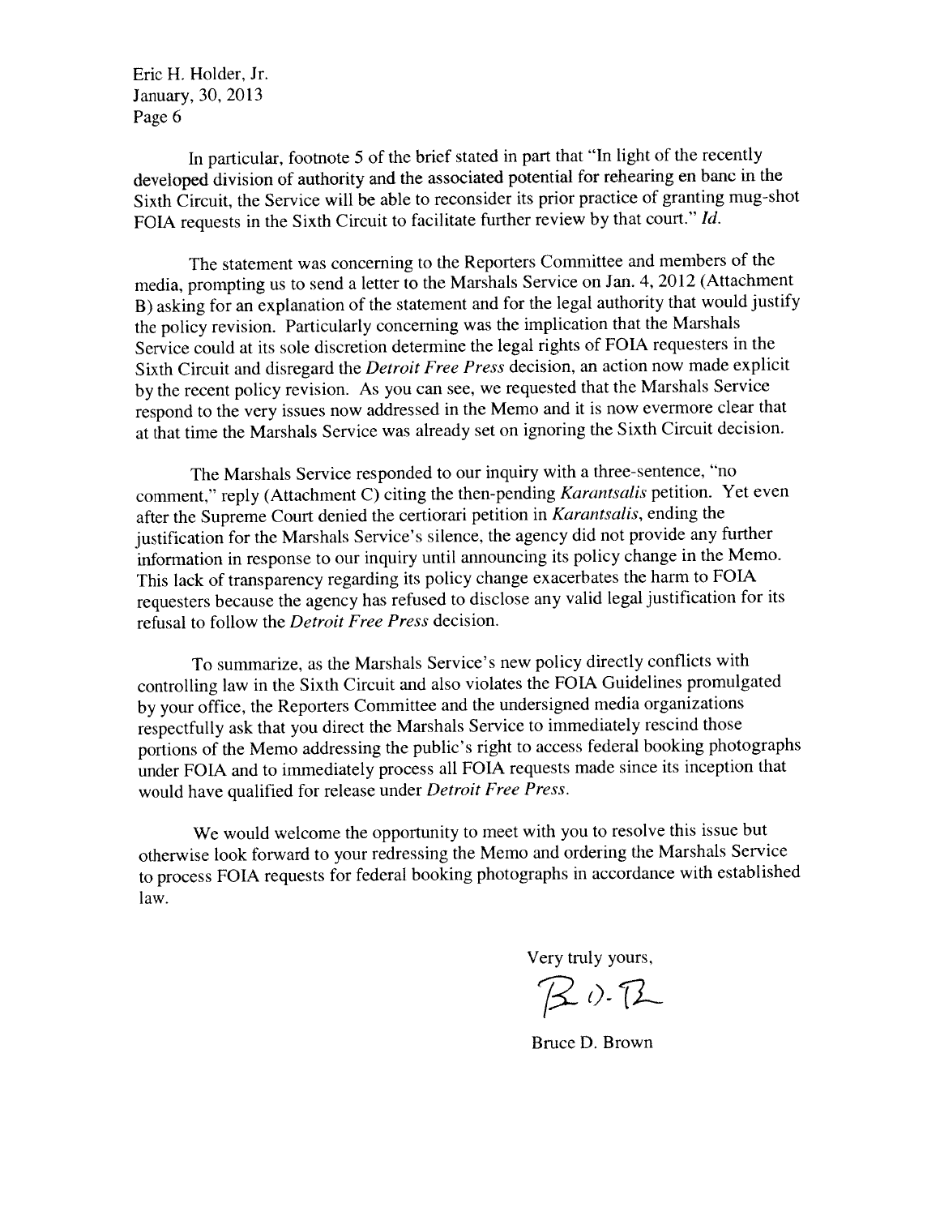In particular, footnote 5 of the brief stated in part that "In light of the recently developed division of authority and the associated potential for rehearing en banc in the Sixth Circuit, the Service will be able to reconsider its prior practice of granting mug-shot FOIA requests in the Sixth Circuit to facilitate further review by that court." *Id.*

The statement was concerning to the Reporters Committee and members of the media, prompting us to send a letter to the Marshals Service on Jan. 4, 2012 (Attachment B) asking for an explanation of the statement and for the legal authority that would justify the policy revision. Particularly concerning was the implication that the Marshals Service could at its sole discretion determine the legal rights of FOIA requesters in the Sixth Circuit and disregard the *Detroit Free Press* decision, an action now made explicit by the recent policy revision. As you can see, we requested that the Marshals Service respond to the very issues now addressed in the Memo and it is now evermore clear that at that time the Marshals Service was already set on ignoring the Sixth Circuit decision.

The Marshals Service responded to our inquiry with a three-sentence, "no comment," reply (Attachment C) citing the then-pending *Karantsalis* petition. Yet even after the Supreme Court denied the certiorari petition in *Karantsalis*, ending the justification for the Marshals Service's silence, the agency did not provide any further information in response to our inquiry until announcing its policy change in the Memo. This lack of transparency regarding its policy change exacerbates the harm to FOIA requesters because the agency has refused to disclose any valid legal justification for its refusal to follow the *Detroit Free Press* decision.

To summarize, as the Marshals Service's new policy directly conflicts with controlling law in the Sixth Circuit and also violates the FOIA Guidelines promulgated by your office, the Reporters Committee and the undersigned media organizations respectfully ask that you direct the Marshals Service to immediately rescind those portions of the Memo addressing the public's right to access federal booking photographs under FOIA and to immediately process all FOIA requests made since its inception that would have qualified for release under *Detroit Free Press*.

We would welcome the opportunity to meet with you to resolve this issue but otherwise look forward to your redressing the Memo and ordering the Marshals Service to process FOIA requests for federal booking photographs in accordance with established law.

Very truly yours,

Bruce D. Brown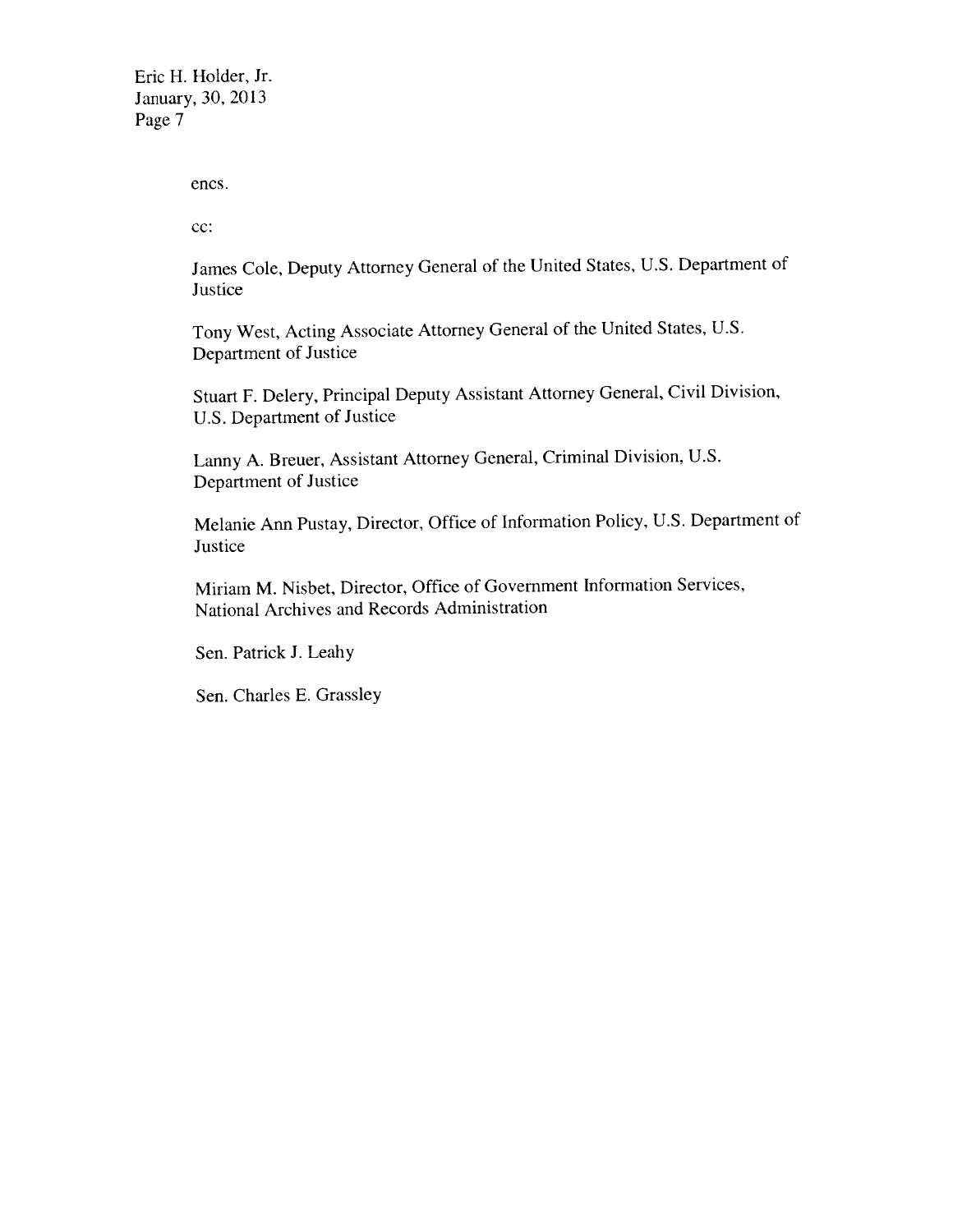encs.

cc:

James Cole, Deputy Attorney General of the United States, U.S. Department of Justice

Tony West, Acting Associate Attorney General of the United States, U.S. Department of Justice

Stuart F. Delery, Principal Deputy Assistant Attorney General, Civil Division, U.S. Department of Justice

Lanny A. Breuer, Assistant Attorney General, Criminal Division, U.S. Department of Justice

Melanie Ann Pustay, Director, Office of Information Policy, U.S. Department of Justice

Miriam M. Nisbet, Director, Office of Government Information Services, National Archives and Records Administration

Sen. Patrick J. Leahy

Sen. Charles E. Grassley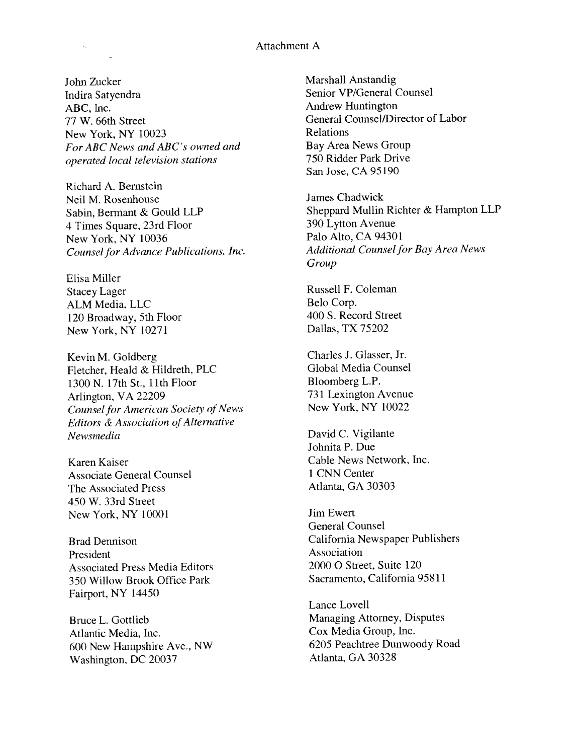Attachment A

John Zucker
Indira Satyendra
ABC, Inc.
77 W. 66th Street
New York, NY 10023
*For ABC News and ABC's owned and operated local television stations*

Richard A. Bernstein
Neil M. Rosenhouse
Sabin, Bermant & Gould LLP
4 Times Square, 23rd Floor
New York, NY 10036
*Counsel for Advance Publications, Inc.*

Elisa Miller
Stacey Lager
ALM Media, LLC
120 Broadway, 5th Floor
New York, NY 10271

Kevin M. Goldberg
Fletcher, Heald & Hildreth, PLC
1300 N. 17th St., 11th Floor
Arlington, VA 22209
*Counsel for American Society of News Editors & Association of Alternative Newsmedia*

Karen Kaiser
Associate General Counsel
The Associated Press
450 W. 33rd Street
New York, NY 10001

Brad Dennison
President
Associated Press Media Editors
350 Willow Brook Office Park
Fairport, NY 14450

Bruce L. Gottlieb
Atlantic Media, Inc.
600 New Hampshire Ave., NW
Washington, DC 20037

Marshall Anstandig
Senior VP/General Counsel
Andrew Huntington
General Counsel/Director of Labor Relations
Bay Area News Group
750 Ridder Park Drive
San Jose, CA 95190

James Chadwick
Sheppard Mullin Richter & Hampton LLP
390 Lytton Avenue
Palo Alto, CA 94301
*Additional Counsel for Bay Area News Group*

Russell F. Coleman
Belo Corp.
400 S. Record Street
Dallas, TX 75202

Charles J. Glasser, Jr.
Global Media Counsel
Bloomberg L.P.
731 Lexington Avenue
New York, NY 10022

David C. Vigilante
Johnita P. Due
Cable News Network, Inc.
1 CNN Center
Atlanta, GA 30303

Jim Ewert
General Counsel
California Newspaper Publishers Association
2000 O Street, Suite 120
Sacramento, California 95811

Lance Lovell
Managing Attorney, Disputes
Cox Media Group, Inc.
6205 Peachtree Dunwoody Road
Atlanta, GA 30328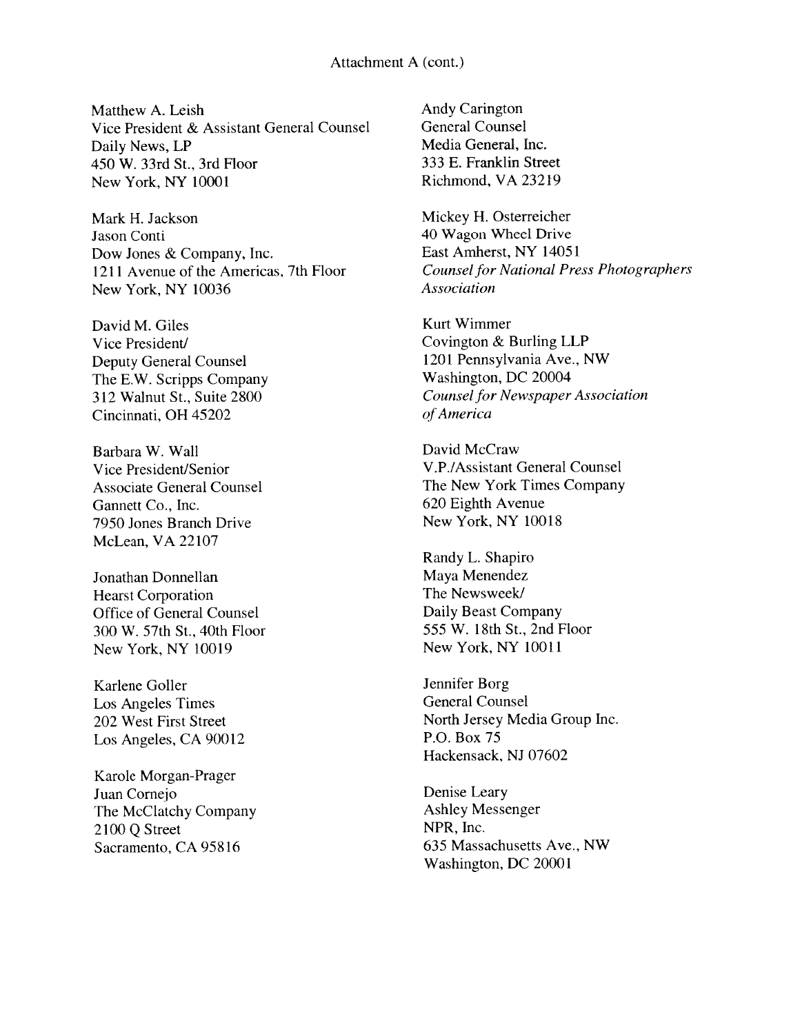Attachment A (cont.)

Matthew A. Leish
Vice President & Assistant General Counsel
Daily News, LP
450 W. 33rd St., 3rd Floor
New York, NY 10001

Mark H. Jackson
Jason Conti
Dow Jones & Company, Inc.
1211 Avenue of the Americas, 7th Floor
New York, NY 10036

David M. Giles
Vice President/
Deputy General Counsel
The E.W. Scripps Company
312 Walnut St., Suite 2800
Cincinnati, OH 45202

Barbara W. Wall
Vice President/Senior
Associate General Counsel
Gannett Co., Inc.
7950 Jones Branch Drive
McLean, VA 22107

Jonathan Donnellan
Hearst Corporation
Office of General Counsel
300 W. 57th St., 40th Floor
New York, NY 10019

Karlene Goller
Los Angeles Times
202 West First Street
Los Angeles, CA 90012

Karole Morgan-Prager
Juan Cornejo
The McClatchy Company
2100 Q Street
Sacramento, CA 95816

Andy Carington
General Counsel
Media General, Inc.
333 E. Franklin Street
Richmond, VA 23219

Mickey H. Osterreicher
40 Wagon Wheel Drive
East Amherst, NY 14051
*Counsel for National Press Photographers Association*

Kurt Wimmer
Covington & Burling LLP
1201 Pennsylvania Ave., NW
Washington, DC 20004
*Counsel for Newspaper Association of America*

David McCraw
V.P./Assistant General Counsel
The New York Times Company
620 Eighth Avenue
New York, NY 10018

Randy L. Shapiro
Maya Menendez
The Newsweek/
Daily Beast Company
555 W. 18th St., 2nd Floor
New York, NY 10011

Jennifer Borg
General Counsel
North Jersey Media Group Inc.
P.O. Box 75
Hackensack, NJ 07602

Denise Leary
Ashley Messenger
NPR, Inc.
635 Massachusetts Ave., NW
Washington, DC 20001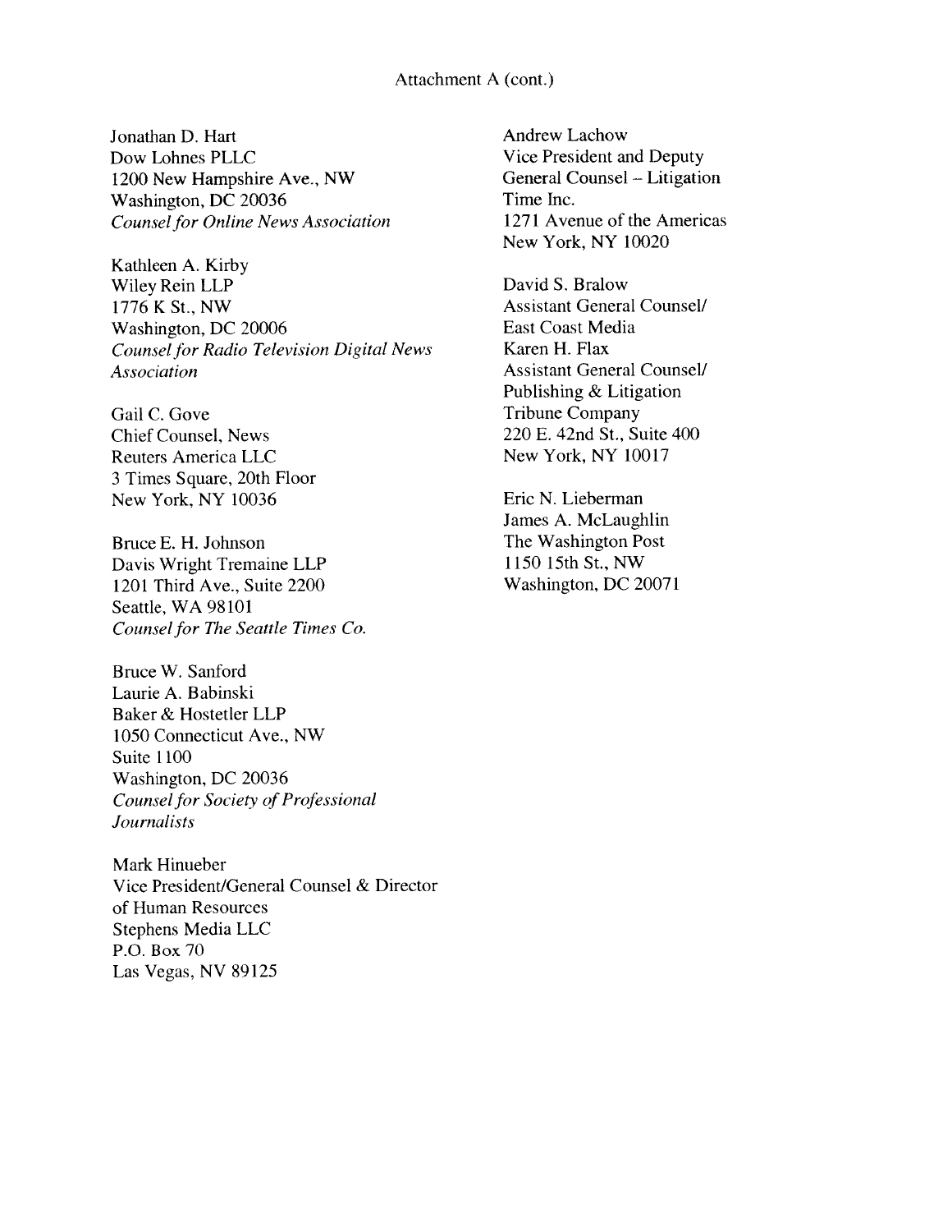Attachment A (cont.)

Jonathan D. Hart
Dow Lohnes PLLC
1200 New Hampshire Ave., NW
Washington, DC 20036
*Counsel for Online News Association*

Kathleen A. Kirby
Wiley Rein LLP
1776 K St., NW
Washington, DC 20006
*Counsel for Radio Television Digital News Association*

Gail C. Gove
Chief Counsel, News
Reuters America LLC
3 Times Square, 20th Floor
New York, NY 10036

Bruce E. H. Johnson
Davis Wright Tremaine LLP
1201 Third Ave., Suite 2200
Seattle, WA 98101
*Counsel for The Seattle Times Co.*

Bruce W. Sanford
Laurie A. Babinski
Baker & Hostetler LLP
1050 Connecticut Ave., NW
Suite 1100
Washington, DC 20036
*Counsel for Society of Professional Journalists*

Mark Hinueber
Vice President/General Counsel & Director of Human Resources
Stephens Media LLC
P.O. Box 70
Las Vegas, NV 89125

Andrew Lachow
Vice President and Deputy General Counsel – Litigation
Time Inc.
1271 Avenue of the Americas
New York, NY 10020

David S. Bralow
Assistant General Counsel/
East Coast Media
Karen H. Flax
Assistant General Counsel/
Publishing & Litigation
Tribune Company
220 E. 42nd St., Suite 400
New York, NY 10017

Eric N. Lieberman
James A. McLaughlin
The Washington Post
1150 15th St., NW
Washington, DC 20071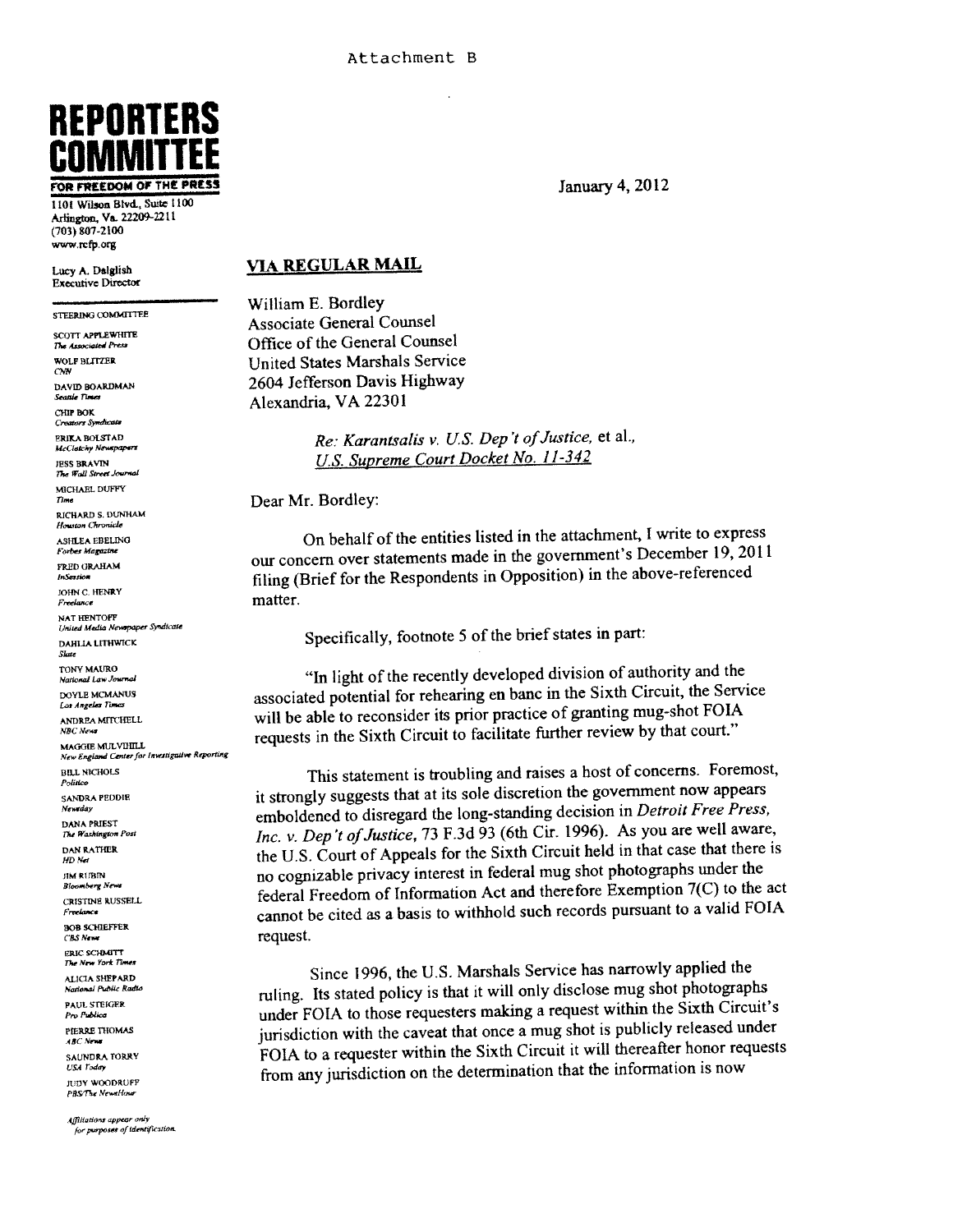Attachment B

# REPORTERS COMMITTEE

**FOR FREEDOM OF THE PRESS**

1101 Wilson Blvd., Suite 1100
Arlington, Va. 22209-2211
(703) 807-2100
www.rcfp.org

Lucy A. Dalglish
Executive Director

STEERING COMMITTEE

SCOTT APPLEWHITE
*The Associated Press*
WOLF BLITZER
*CNN*
DAVID BOARDMAN
*Seattle Times*
CHIP BOK
*Creators Syndicate*
ERIKA BOLSTAD
*McClatchy Newspapers*
JESS BRAVIN
*The Wall Street Journal*
MICHAEL DUFFY
*Time*
RICHARD S. DUNHAM
*Houston Chronicle*
ASHLEA EBELING
*Forbes Magazine*
FRED GRAHAM
*InSession*
JOHN C. HENRY
*Freelance*
NAT HENTOFF
*United Media Newspaper Syndicate*
DAHLIA LITHWICK
*Slate*
TONY MAURO
*National Law Journal*
DOYLE MCMANUS
*Los Angeles Times*
ANDREA MITCHELL
*NBC News*
MAGGIE MULVIHILL
*New England Center for Investigative Reporting*
BILL NICHOLS
*Politico*
SANDRA PEDDIE
*Newsday*
DANA PRIEST
*The Washington Post*
DAN RATHER
*HD Net*
JIM RUBIN
*Bloomberg News*
CRISTINE RUSSELL
*Freelance*
BOB SCHIEFFER
*CBS News*
ERIC SCHMITT
*The New York Times*
ALICIA SHEPARD
*National Public Radio*
PAUL STEIGER
*Pro Publica*
PIERRE THOMAS
*ABC News*
SAUNDRA TORRY
*USA Today*
JUDY WOODRUFF
*PBS/The NewsHour*

*Affiliations appear only for purposes of identification.*

January 4, 2012

**VIA REGULAR MAIL**

William E. Bordley
Associate General Counsel
Office of the General Counsel
United States Marshals Service
2604 Jefferson Davis Highway
Alexandria, VA 22301

*Re: Karantsalis v. U.S. Dep't of Justice,* et al.,
*U.S. Supreme Court Docket No. 11-342*

Dear Mr. Bordley:

On behalf of the entities listed in the attachment, I write to express our concern over statements made in the government's December 19, 2011 filing (Brief for the Respondents in Opposition) in the above-referenced matter.

Specifically, footnote 5 of the brief states in part:

"In light of the recently developed division of authority and the associated potential for rehearing en banc in the Sixth Circuit, the Service will be able to reconsider its prior practice of granting mug-shot FOIA requests in the Sixth Circuit to facilitate further review by that court."

This statement is troubling and raises a host of concerns. Foremost, it strongly suggests that at its sole discretion the government now appears emboldened to disregard the long-standing decision in *Detroit Free Press, Inc. v. Dep't of Justice*, 73 F.3d 93 (6th Cir. 1996). As you are well aware, the U.S. Court of Appeals for the Sixth Circuit held in that case that there is no cognizable privacy interest in federal mug shot photographs under the federal Freedom of Information Act and therefore Exemption 7(C) to the act cannot be cited as a basis to withhold such records pursuant to a valid FOIA request.

Since 1996, the U.S. Marshals Service has narrowly applied the ruling. Its stated policy is that it will only disclose mug shot photographs under FOIA to those requesters making a request within the Sixth Circuit's jurisdiction with the caveat that once a mug shot is publicly released under FOIA to a requester within the Sixth Circuit it will thereafter honor requests from any jurisdiction on the determination that the information is now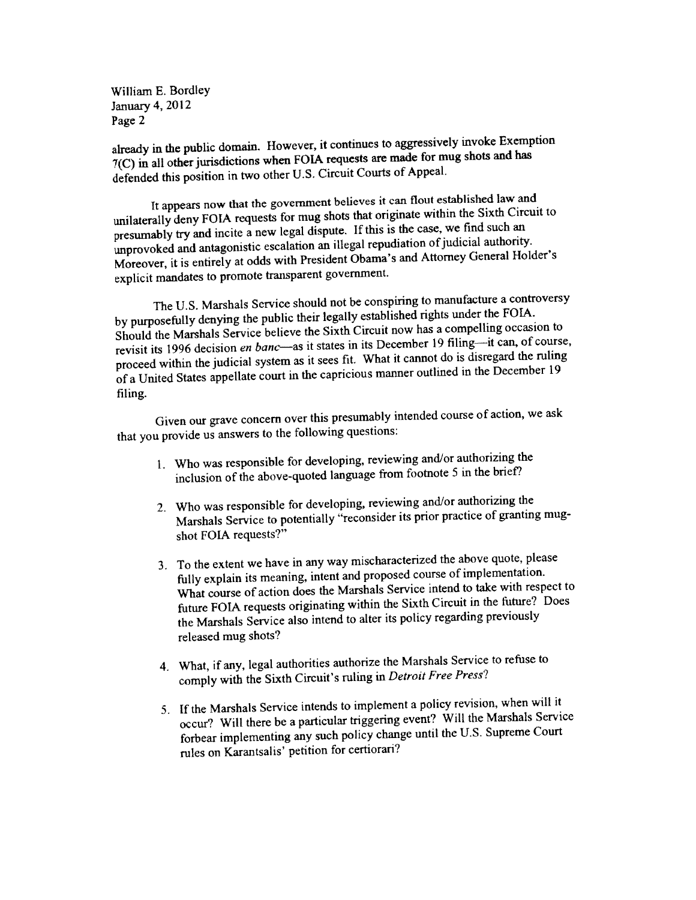William E. Bordley
January 4, 2012
Page 2

already in the public domain. However, it continues to aggressively invoke Exemption 7(C) in all other jurisdictions when FOIA requests are made for mug shots and has defended this position in two other U.S. Circuit Courts of Appeal.

It appears now that the government believes it can flout established law and unilaterally deny FOIA requests for mug shots that originate within the Sixth Circuit to presumably try and incite a new legal dispute. If this is the case, we find such an unprovoked and antagonistic escalation an illegal repudiation of judicial authority. Moreover, it is entirely at odds with President Obama's and Attorney General Holder's explicit mandates to promote transparent government.

The U.S. Marshals Service should not be conspiring to manufacture a controversy by purposefully denying the public their legally established rights under the FOIA. Should the Marshals Service believe the Sixth Circuit now has a compelling occasion to revisit its 1996 decision *en banc*—as it states in its December 19 filing—it can, of course, proceed within the judicial system as it sees fit. What it cannot do is disregard the ruling of a United States appellate court in the capricious manner outlined in the December 19 filing.

Given our grave concern over this presumably intended course of action, we ask that you provide us answers to the following questions:

1. Who was responsible for developing, reviewing and/or authorizing the inclusion of the above-quoted language from footnote 5 in the brief?

2. Who was responsible for developing, reviewing and/or authorizing the Marshals Service to potentially "reconsider its prior practice of granting mug-shot FOIA requests?"

3. To the extent we have in any way mischaracterized the above quote, please fully explain its meaning, intent and proposed course of implementation. What course of action does the Marshals Service intend to take with respect to future FOIA requests originating within the Sixth Circuit in the future? Does the Marshals Service also intend to alter its policy regarding previously released mug shots?

4. What, if any, legal authorities authorize the Marshals Service to refuse to comply with the Sixth Circuit's ruling in *Detroit Free Press*?

5. If the Marshals Service intends to implement a policy revision, when will it occur? Will there be a particular triggering event? Will the Marshals Service forbear implementing any such policy change until the U.S. Supreme Court rules on Karantsalis' petition for certiorari?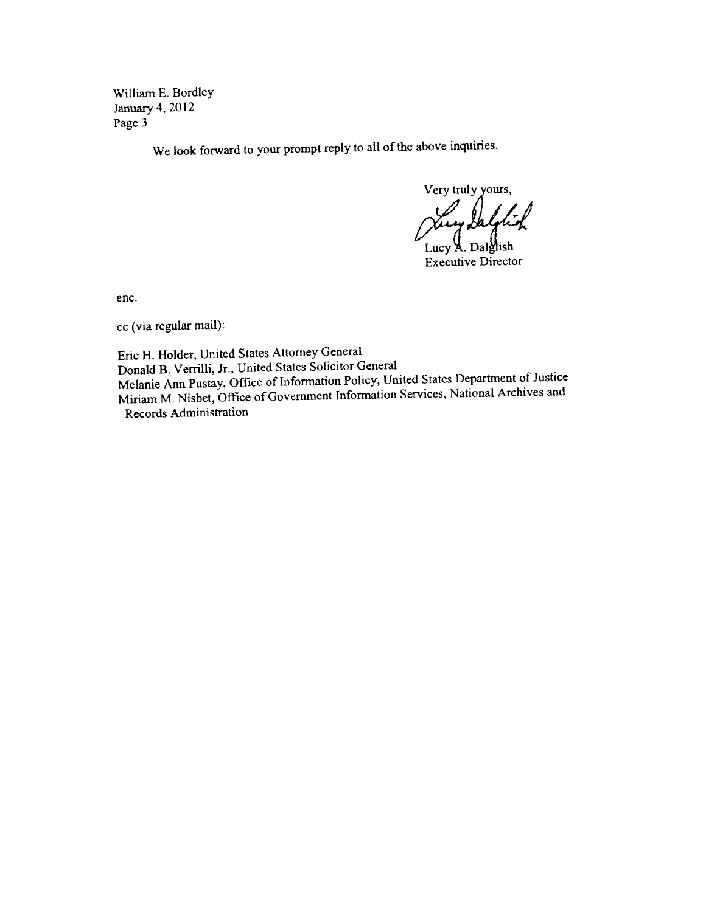William E. Bordley
January 4, 2012
Page 3

We look forward to your prompt reply to all of the above inquiries.

Very truly yours,

Lucy A. Dalglish
Executive Director

enc.

cc (via regular mail):

Eric H. Holder, United States Attorney General
Donald B. Verrilli, Jr., United States Solicitor General
Melanie Ann Pustay, Office of Information Policy, United States Department of Justice
Miriam M. Nisbet, Office of Government Information Services, National Archives and Records Administration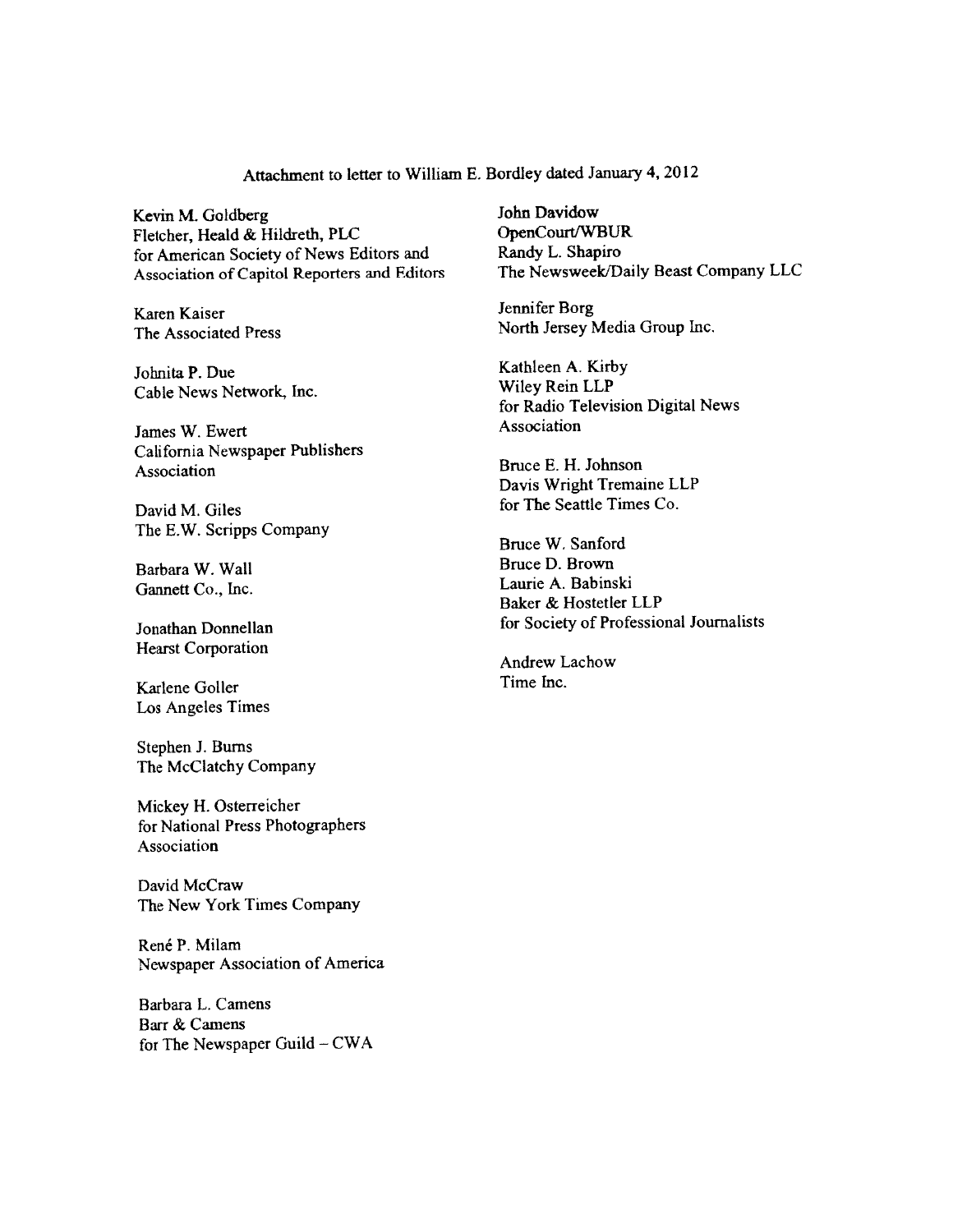Attachment to letter to William E. Bordley dated January 4, 2012

Kevin M. Goldberg
Fletcher, Heald & Hildreth, PLC
for American Society of News Editors and
Association of Capitol Reporters and Editors

Karen Kaiser
The Associated Press

Johnita P. Due
Cable News Network, Inc.

James W. Ewert
California Newspaper Publishers
Association

David M. Giles
The E.W. Scripps Company

Barbara W. Wall
Gannett Co., Inc.

Jonathan Donnellan
Hearst Corporation

Karlene Goller
Los Angeles Times

Stephen J. Burns
The McClatchy Company

Mickey H. Osterreicher
for National Press Photographers
Association

David McCraw
The New York Times Company

René P. Milam
Newspaper Association of America

Barbara L. Camens
Barr & Camens
for The Newspaper Guild – CWA

John Davidow
OpenCourt/WBUR
Randy L. Shapiro
The Newsweek/Daily Beast Company LLC

Jennifer Borg
North Jersey Media Group Inc.

Kathleen A. Kirby
Wiley Rein LLP
for Radio Television Digital News
Association

Bruce E. H. Johnson
Davis Wright Tremaine LLP
for The Seattle Times Co.

Bruce W. Sanford
Bruce D. Brown
Laurie A. Babinski
Baker & Hostetler LLP
for Society of Professional Journalists

Andrew Lachow
Time Inc.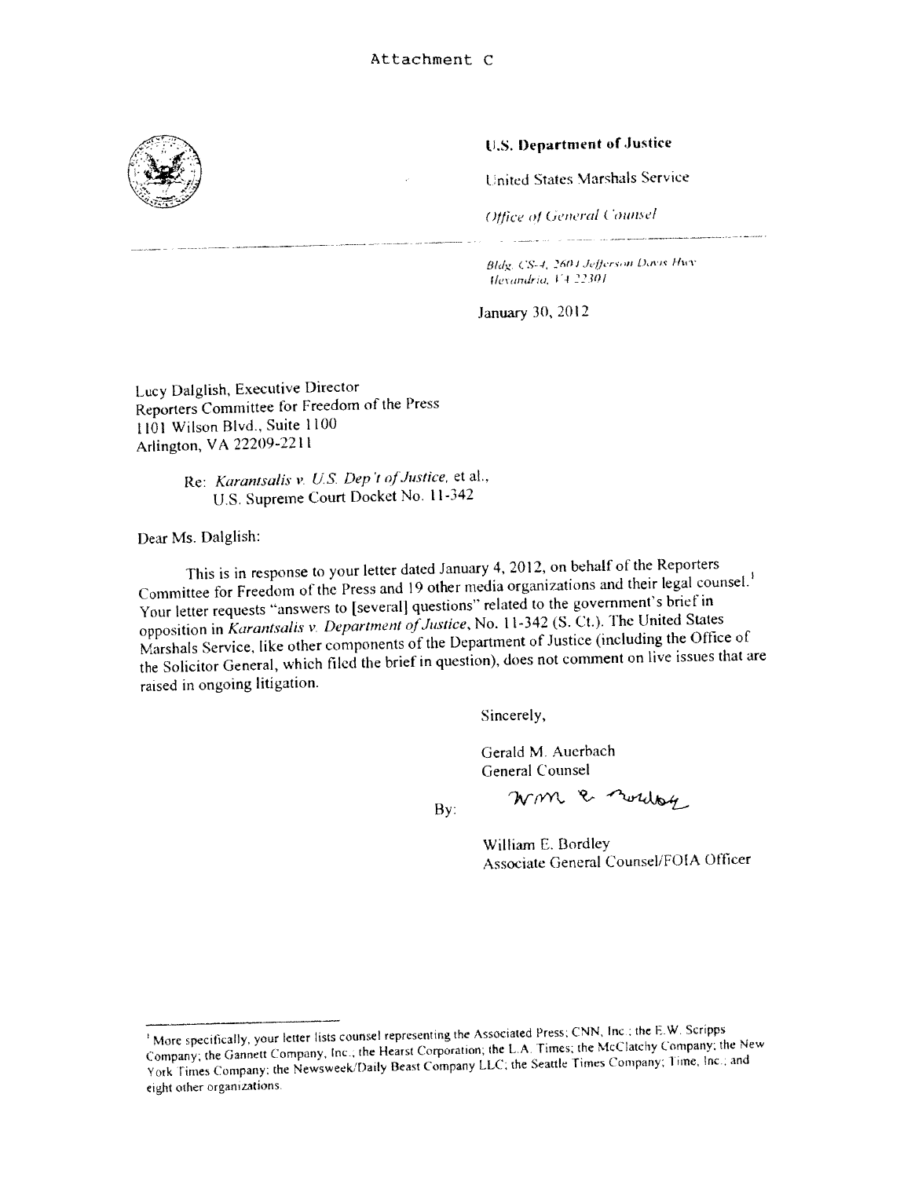Attachment C

**U.S. Department of Justice**

United States Marshals Service

*Office of General Counsel*

*Bldg. CS-4, 2601 Jefferson Davis Hwy*
*Alexandria, VA 22301*

January 30, 2012

Lucy Dalglish, Executive Director
Reporters Committee for Freedom of the Press
1101 Wilson Blvd., Suite 1100
Arlington, VA 22209-2211

Re: *Karantsalis v. U.S. Dep't of Justice*, et al.,
U.S. Supreme Court Docket No. 11-342

Dear Ms. Dalglish:

This is in response to your letter dated January 4, 2012, on behalf of the Reporters Committee for Freedom of the Press and 19 other media organizations and their legal counsel.[1] Your letter requests "answers to [several] questions" related to the government's brief in opposition in *Karantsalis v. Department of Justice*, No. 11-342 (S. Ct.). The United States Marshals Service, like other components of the Department of Justice (including the Office of the Solicitor General, which filed the brief in question), does not comment on live issues that are raised in ongoing litigation.

Sincerely,

Gerald M. Auerbach
General Counsel

By: Wm E. Bordley

William E. Bordley
Associate General Counsel/FOIA Officer

---

[1] More specifically, your letter lists counsel representing the Associated Press; CNN, Inc.; the E.W. Scripps Company; the Gannett Company, Inc.; the Hearst Corporation; the L.A. Times; the McClatchy Company; the New York Times Company; the Newsweek/Daily Beast Company LLC; the Seattle Times Company; Time, Inc.; and eight other organizations.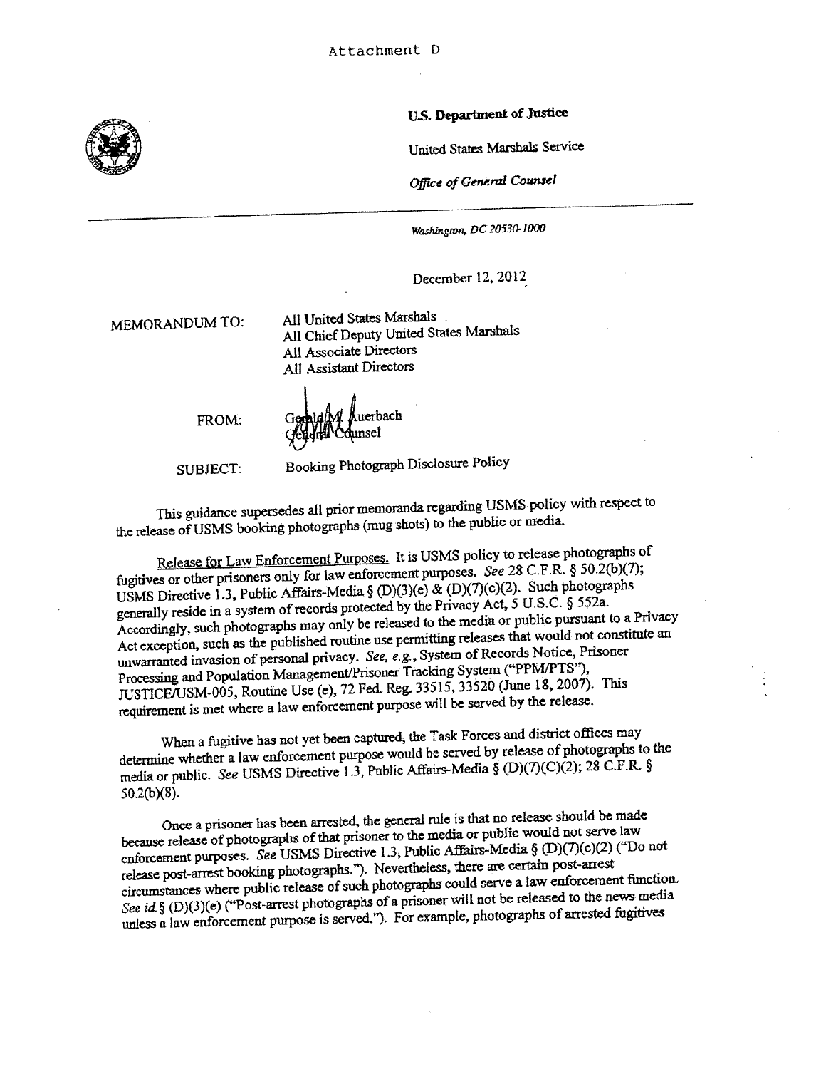Attachment D

**U.S. Department of Justice**

United States Marshals Service

*Office of General Counsel*

*Washington, DC 20530-1000*

December 12, 2012

MEMORANDUM TO: All United States Marshals
All Chief Deputy United States Marshals
All Associate Directors
All Assistant Directors

FROM: Gerald M. Auerbach
General Counsel

SUBJECT: Booking Photograph Disclosure Policy

This guidance supersedes all prior memoranda regarding USMS policy with respect to the release of USMS booking photographs (mug shots) to the public or media.

Release for Law Enforcement Purposes. It is USMS policy to release photographs of fugitives or other prisoners only for law enforcement purposes. *See* 28 C.F.R. § 50.2(b)(7); USMS Directive 1.3, Public Affairs-Media § (D)(3)(e) & (D)(7)(c)(2). Such photographs generally reside in a system of records protected by the Privacy Act, 5 U.S.C. § 552a. Accordingly, such photographs may only be released to the media or public pursuant to a Privacy Act exception, such as the published routine use permitting releases that would not constitute an unwarranted invasion of personal privacy. *See, e.g.*, System of Records Notice, Prisoner Processing and Population Management/Prisoner Tracking System ("PPM/PTS"), JUSTICE/USM-005, Routine Use (e), 72 Fed. Reg. 33515, 33520 (June 18, 2007). This requirement is met where a law enforcement purpose will be served by the release.

When a fugitive has not yet been captured, the Task Forces and district offices may determine whether a law enforcement purpose would be served by release of photographs to the media or public. *See* USMS Directive 1.3, Public Affairs-Media § (D)(7)(C)(2); 28 C.F.R. § 50.2(b)(8).

Once a prisoner has been arrested, the general rule is that no release should be made because release of photographs of that prisoner to the media or public would not serve law enforcement purposes. *See* USMS Directive 1.3, Public Affairs-Media § (D)(7)(c)(2) ("Do not release post-arrest booking photographs."). Nevertheless, there are certain post-arrest circumstances where public release of such photographs could serve a law enforcement function. *See id.* § (D)(3)(e) ("Post-arrest photographs of a prisoner will not be released to the news media unless a law enforcement purpose is served."). For example, photographs of arrested fugitives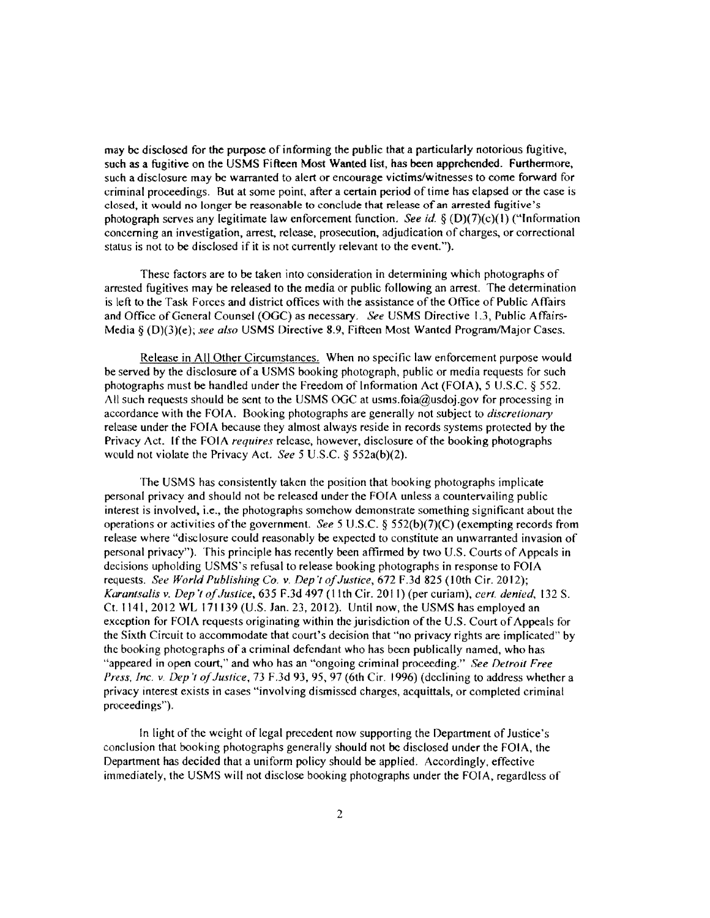may be disclosed for the purpose of informing the public that a particularly notorious fugitive, such as a fugitive on the USMS Fifteen Most Wanted list, has been apprehended. Furthermore, such a disclosure may be warranted to alert or encourage victims/witnesses to come forward for criminal proceedings. But at some point, after a certain period of time has elapsed or the case is closed, it would no longer be reasonable to conclude that release of an arrested fugitive's photograph serves any legitimate law enforcement function. *See id.* § (D)(7)(c)(1) ("Information concerning an investigation, arrest, release, prosecution, adjudication of charges, or correctional status is not to be disclosed if it is not currently relevant to the event.").

These factors are to be taken into consideration in determining which photographs of arrested fugitives may be released to the media or public following an arrest. The determination is left to the Task Forces and district offices with the assistance of the Office of Public Affairs and Office of General Counsel (OGC) as necessary. *See* USMS Directive 1.3, Public Affairs-Media § (D)(3)(e); *see also* USMS Directive 8.9, Fifteen Most Wanted Program/Major Cases.

Release in All Other Circumstances. When no specific law enforcement purpose would be served by the disclosure of a USMS booking photograph, public or media requests for such photographs must be handled under the Freedom of Information Act (FOIA), 5 U.S.C. § 552. All such requests should be sent to the USMS OGC at usms.foia@usdoj.gov for processing in accordance with the FOIA. Booking photographs are generally not subject to *discretionary* release under the FOIA because they almost always reside in records systems protected by the Privacy Act. If the FOIA *requires* release, however, disclosure of the booking photographs would not violate the Privacy Act. *See* 5 U.S.C. § 552a(b)(2).

The USMS has consistently taken the position that booking photographs implicate personal privacy and should not be released under the FOIA unless a countervailing public interest is involved, i.e., the photographs somehow demonstrate something significant about the operations or activities of the government. *See* 5 U.S.C. § 552(b)(7)(C) (exempting records from release where "disclosure could reasonably be expected to constitute an unwarranted invasion of personal privacy"). This principle has recently been affirmed by two U.S. Courts of Appeals in decisions upholding USMS's refusal to release booking photographs in response to FOIA requests. *See World Publishing Co. v. Dep't of Justice*, 672 F.3d 825 (10th Cir. 2012); *Karantsalis v. Dep't of Justice*, 635 F.3d 497 (11th Cir. 2011) (per curiam), *cert. denied*, 132 S. Ct. 1141, 2012 WL 171139 (U.S. Jan. 23, 2012). Until now, the USMS has employed an exception for FOIA requests originating within the jurisdiction of the U.S. Court of Appeals for the Sixth Circuit to accommodate that court's decision that "no privacy rights are implicated" by the booking photographs of a criminal defendant who has been publically named, who has "appeared in open court," and who has an "ongoing criminal proceeding." *See Detroit Free Press, Inc. v. Dep't of Justice*, 73 F.3d 93, 95, 97 (6th Cir. 1996) (declining to address whether a privacy interest exists in cases "involving dismissed charges, acquittals, or completed criminal proceedings").

In light of the weight of legal precedent now supporting the Department of Justice's conclusion that booking photographs generally should not be disclosed under the FOIA, the Department has decided that a uniform policy should be applied. Accordingly, effective immediately, the USMS will not disclose booking photographs under the FOIA, regardless of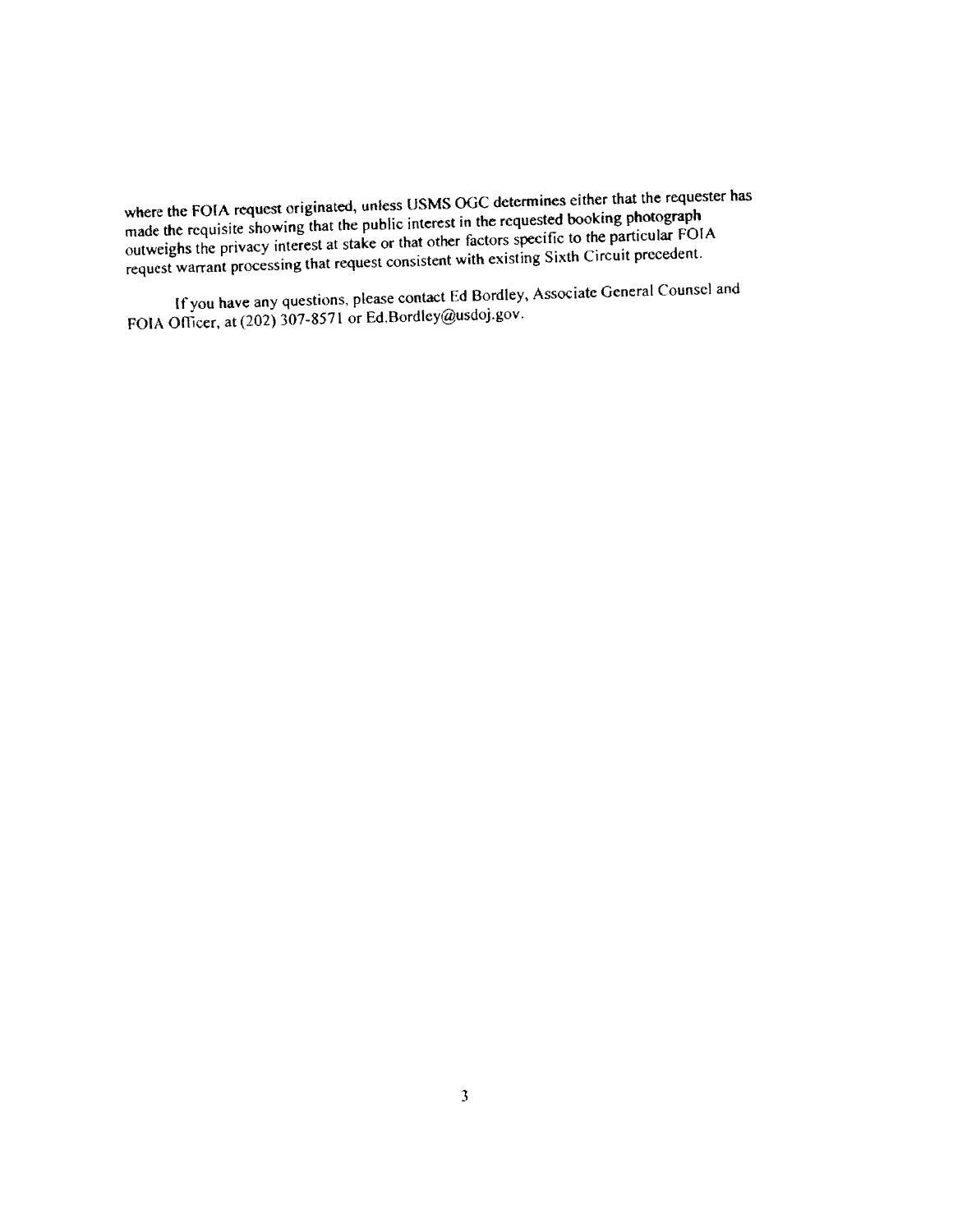where the FOIA request originated, unless USMS OGC determines either that the requester has made the requisite showing that the public interest in the requested booking photograph outweighs the privacy interest at stake or that other factors specific to the particular FOIA request warrant processing that request consistent with existing Sixth Circuit precedent.

If you have any questions, please contact Ed Bordley, Associate General Counsel and FOIA Officer, at (202) 307-8571 or Ed.Bordley@usdoj.gov.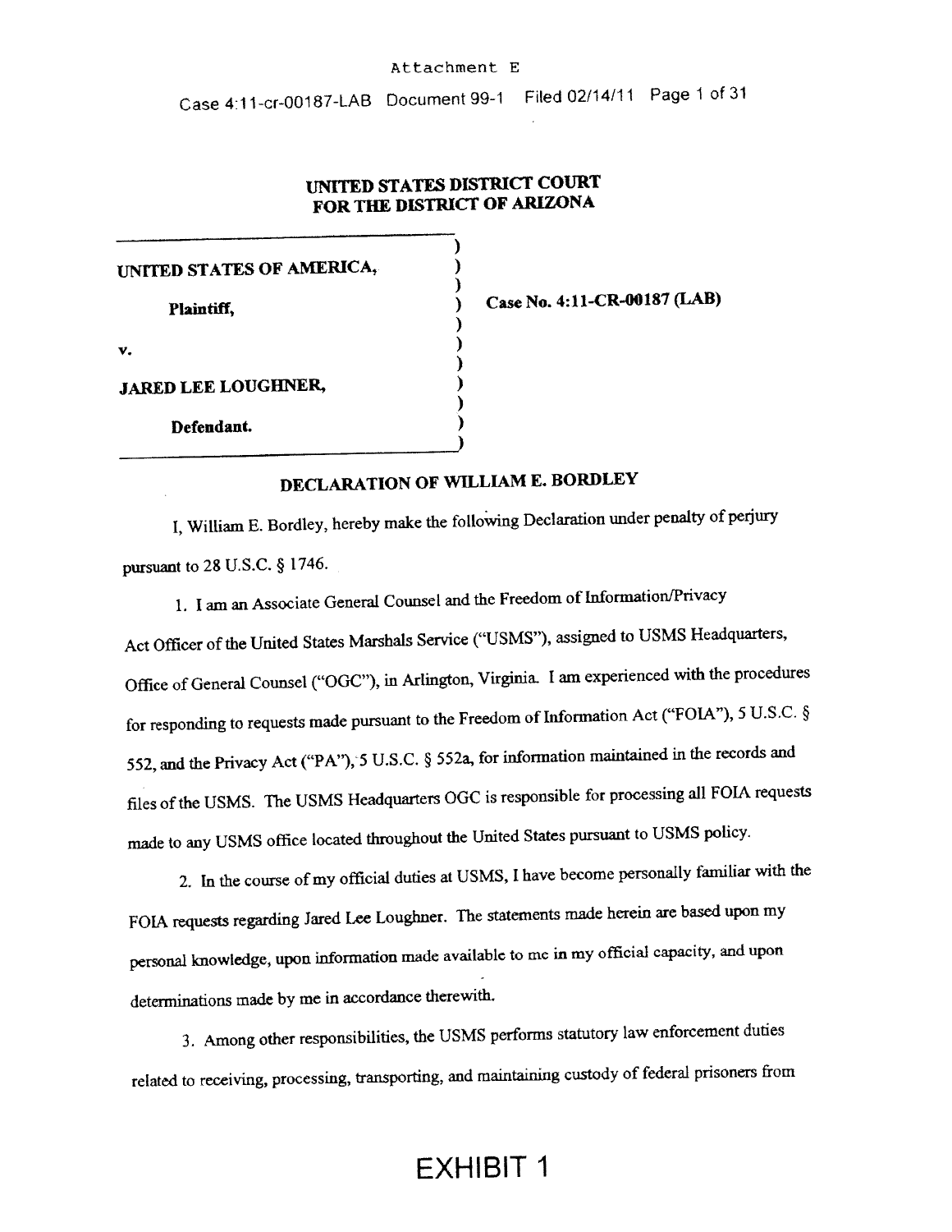Attachment E

# UNITED STATES DISTRICT COURT FOR THE DISTRICT OF ARIZONA

UNITED STATES OF AMERICA,

Plaintiff,

v.

JARED LEE LOUGHNER,

Defendant.

Case No. 4:11-CR-00187 (LAB)

## DECLARATION OF WILLIAM E. BORDLEY

I, William E. Bordley, hereby make the following Declaration under penalty of perjury pursuant to 28 U.S.C. § 1746.

1. I am an Associate General Counsel and the Freedom of Information/Privacy Act Officer of the United States Marshals Service ("USMS"), assigned to USMS Headquarters, Office of General Counsel ("OGC"), in Arlington, Virginia. I am experienced with the procedures for responding to requests made pursuant to the Freedom of Information Act ("FOIA"), 5 U.S.C. § 552, and the Privacy Act ("PA"), 5 U.S.C. § 552a, for information maintained in the records and files of the USMS. The USMS Headquarters OGC is responsible for processing all FOIA requests made to any USMS office located throughout the United States pursuant to USMS policy.

2. In the course of my official duties at USMS, I have become personally familiar with the FOIA requests regarding Jared Lee Loughner. The statements made herein are based upon my personal knowledge, upon information made available to me in my official capacity, and upon determinations made by me in accordance therewith.

3. Among other responsibilities, the USMS performs statutory law enforcement duties related to receiving, processing, transporting, and maintaining custody of federal prisoners from

EXHIBIT 1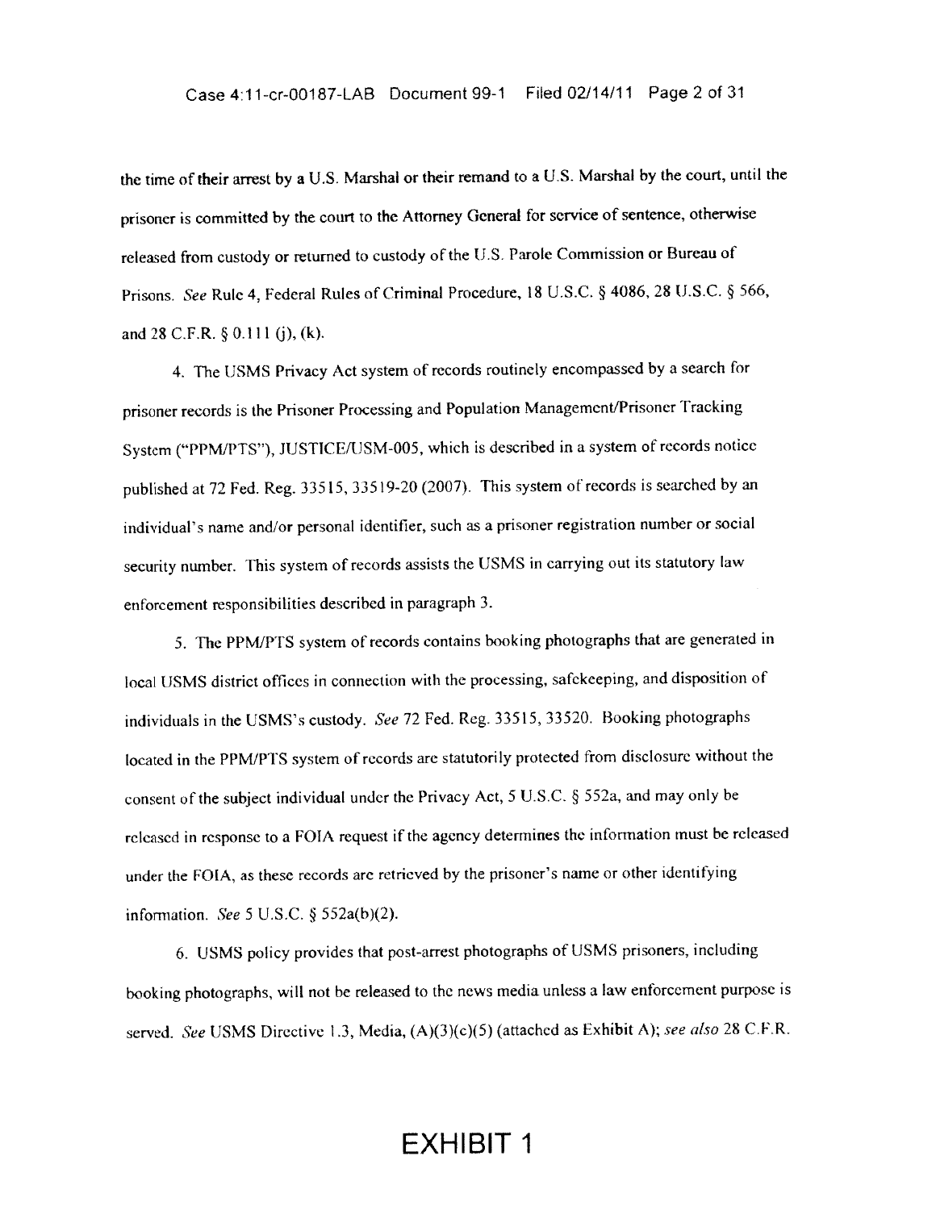the time of their arrest by a U.S. Marshal or their remand to a U.S. Marshal by the court, until the prisoner is committed by the court to the Attorney General for service of sentence, otherwise released from custody or returned to custody of the U.S. Parole Commission or Bureau of Prisons. *See* Rule 4, Federal Rules of Criminal Procedure, 18 U.S.C. § 4086, 28 U.S.C. § 566, and 28 C.F.R. § 0.111 (j), (k).

4. The USMS Privacy Act system of records routinely encompassed by a search for prisoner records is the Prisoner Processing and Population Management/Prisoner Tracking System ("PPM/PTS"), JUSTICE/USM-005, which is described in a system of records notice published at 72 Fed. Reg. 33515, 33519-20 (2007). This system of records is searched by an individual's name and/or personal identifier, such as a prisoner registration number or social security number. This system of records assists the USMS in carrying out its statutory law enforcement responsibilities described in paragraph 3.

5. The PPM/PTS system of records contains booking photographs that are generated in local USMS district offices in connection with the processing, safekeeping, and disposition of individuals in the USMS's custody. *See* 72 Fed. Reg. 33515, 33520. Booking photographs located in the PPM/PTS system of records are statutorily protected from disclosure without the consent of the subject individual under the Privacy Act, 5 U.S.C. § 552a, and may only be released in response to a FOIA request if the agency determines the information must be released under the FOIA, as these records are retrieved by the prisoner's name or other identifying information. *See* 5 U.S.C. § 552a(b)(2).

6. USMS policy provides that post-arrest photographs of USMS prisoners, including booking photographs, will not be released to the news media unless a law enforcement purpose is served. *See* USMS Directive 1.3, Media, (A)(3)(c)(5) (attached as Exhibit A); *see also* 28 C.F.R.

EXHIBIT 1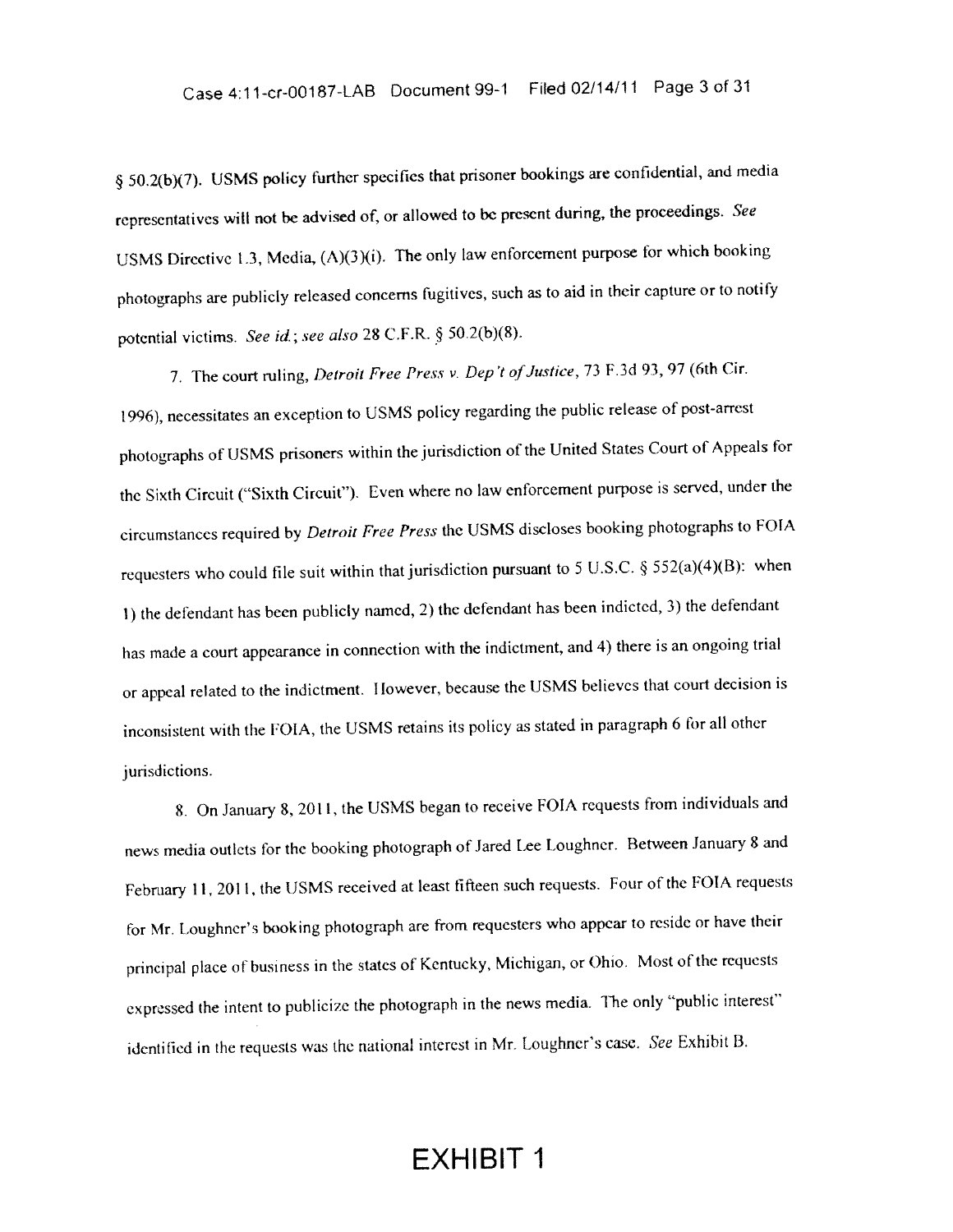§ 50.2(b)(7). USMS policy further specifies that prisoner bookings are confidential, and media representatives will not be advised of, or allowed to be present during, the proceedings. *See* USMS Directive 1.3, Media, (A)(3)(i). The only law enforcement purpose for which booking photographs are publicly released concerns fugitives, such as to aid in their capture or to notify potential victims. *See id.*; *see also* 28 C.F.R. § 50.2(b)(8).

7. The court ruling, *Detroit Free Press v. Dep't of Justice*, 73 F.3d 93, 97 (6th Cir. 1996), necessitates an exception to USMS policy regarding the public release of post-arrest photographs of USMS prisoners within the jurisdiction of the United States Court of Appeals for the Sixth Circuit ("Sixth Circuit"). Even where no law enforcement purpose is served, under the circumstances required by *Detroit Free Press* the USMS discloses booking photographs to FOIA requesters who could file suit within that jurisdiction pursuant to 5 U.S.C. § 552(a)(4)(B): when 1) the defendant has been publicly named, 2) the defendant has been indicted, 3) the defendant has made a court appearance in connection with the indictment, and 4) there is an ongoing trial or appeal related to the indictment. However, because the USMS believes that court decision is inconsistent with the FOIA, the USMS retains its policy as stated in paragraph 6 for all other jurisdictions.

8. On January 8, 2011, the USMS began to receive FOIA requests from individuals and news media outlets for the booking photograph of Jared Lee Loughner. Between January 8 and February 11, 2011, the USMS received at least fifteen such requests. Four of the FOIA requests for Mr. Loughner's booking photograph are from requesters who appear to reside or have their principal place of business in the states of Kentucky, Michigan, or Ohio. Most of the requests expressed the intent to publicize the photograph in the news media. The only "public interest" identified in the requests was the national interest in Mr. Loughner's case. *See* Exhibit B.

**EXHIBIT 1**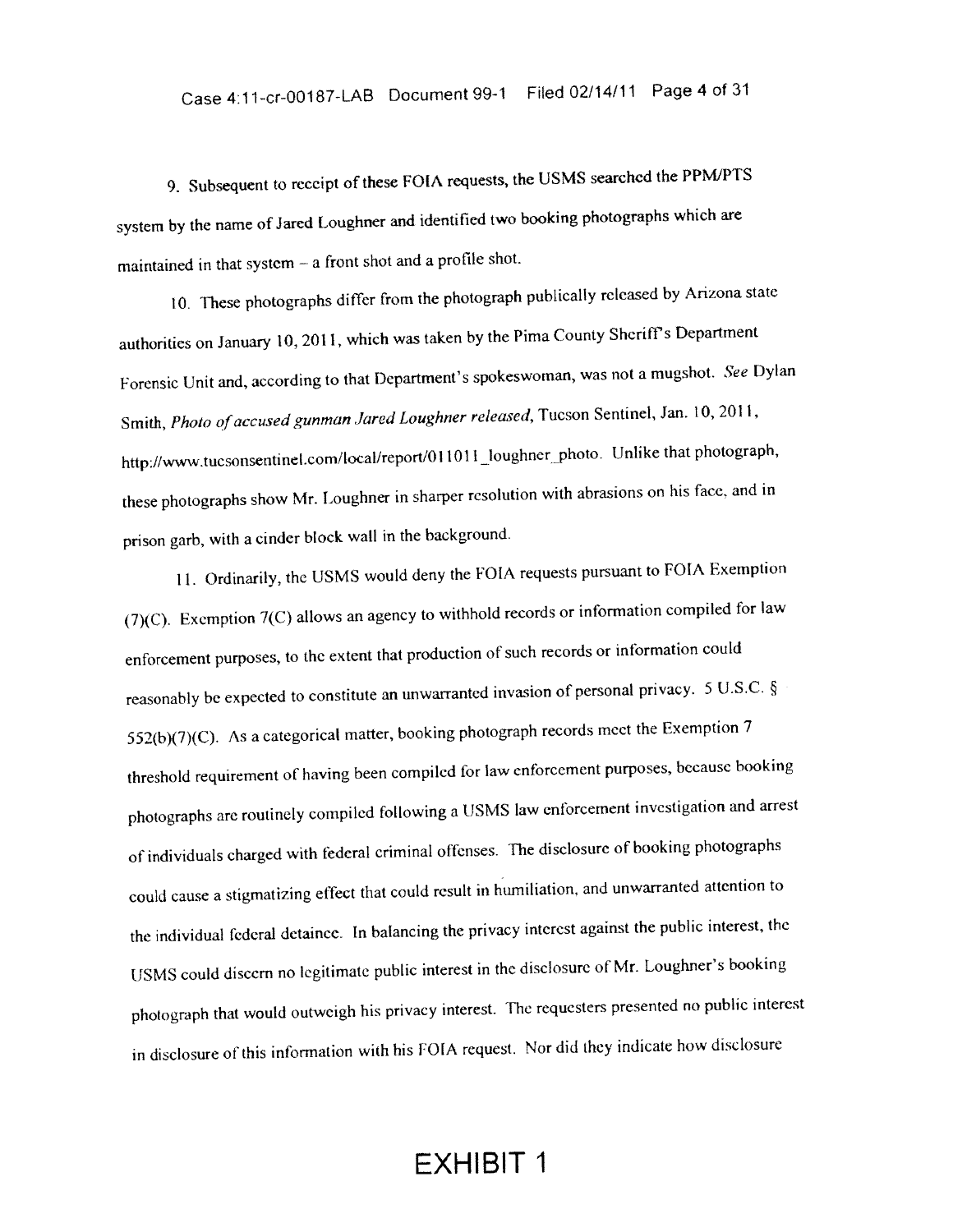9. Subsequent to receipt of these FOIA requests, the USMS searched the PPM/PTS system by the name of Jared Loughner and identified two booking photographs which are maintained in that system – a front shot and a profile shot.

10. These photographs differ from the photograph publically released by Arizona state authorities on January 10, 2011, which was taken by the Pima County Sheriff's Department Forensic Unit and, according to that Department's spokeswoman, was not a mugshot. *See* Dylan Smith, *Photo of accused gunman Jared Loughner released*, Tucson Sentinel, Jan. 10, 2011, http://www.tucsonsentinel.com/local/report/011011_loughner_photo. Unlike that photograph, these photographs show Mr. Loughner in sharper resolution with abrasions on his face, and in prison garb, with a cinder block wall in the background.

11. Ordinarily, the USMS would deny the FOIA requests pursuant to FOIA Exemption (7)(C). Exemption 7(C) allows an agency to withhold records or information compiled for law enforcement purposes, to the extent that production of such records or information could reasonably be expected to constitute an unwarranted invasion of personal privacy. 5 U.S.C. § 552(b)(7)(C). As a categorical matter, booking photograph records meet the Exemption 7 threshold requirement of having been compiled for law enforcement purposes, because booking photographs are routinely compiled following a USMS law enforcement investigation and arrest of individuals charged with federal criminal offenses. The disclosure of booking photographs could cause a stigmatizing effect that could result in humiliation, and unwarranted attention to the individual federal detainee. In balancing the privacy interest against the public interest, the USMS could discern no legitimate public interest in the disclosure of Mr. Loughner's booking photograph that would outweigh his privacy interest. The requesters presented no public interest in disclosure of this information with his FOIA request. Nor did they indicate how disclosure

EXHIBIT 1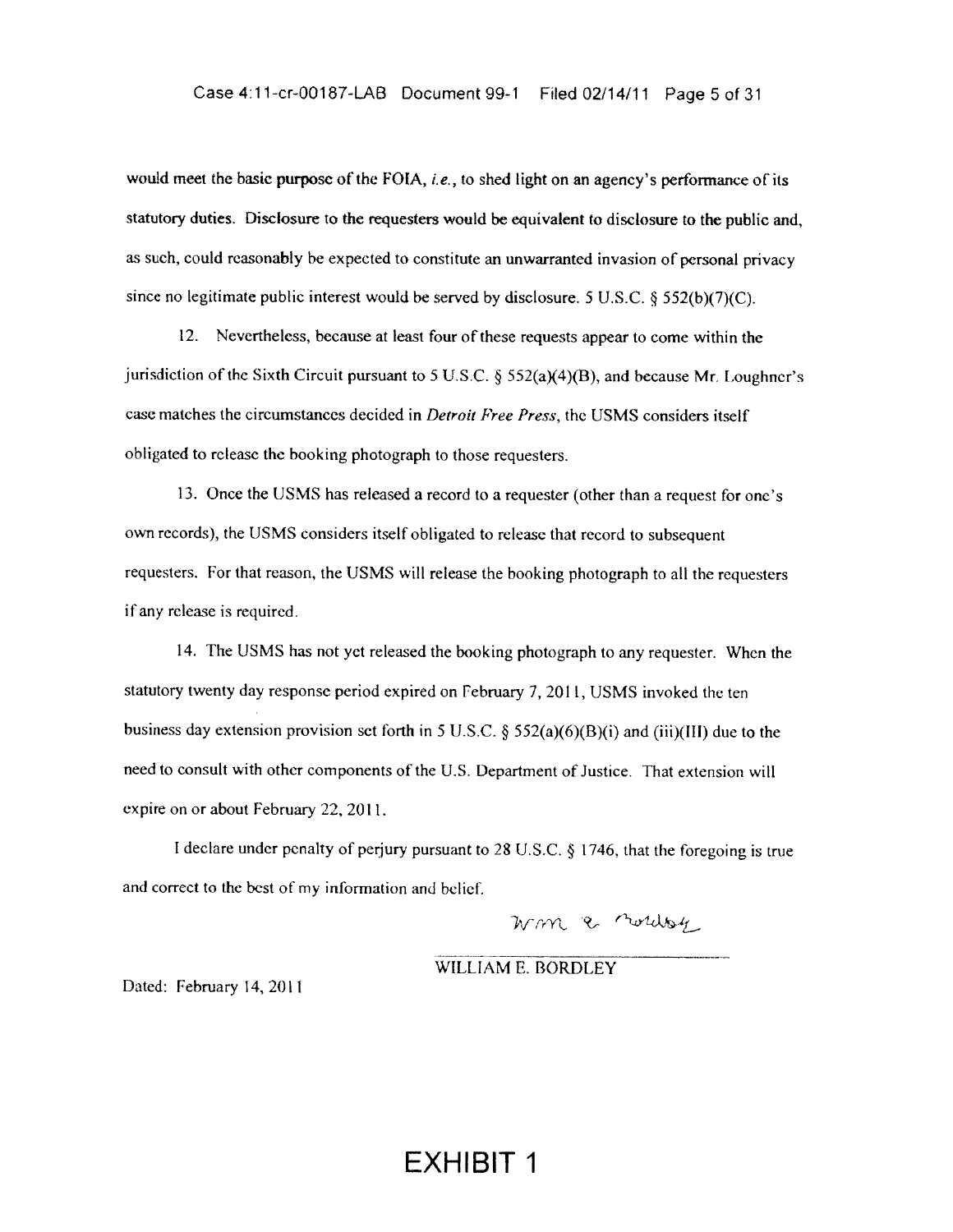would meet the basic purpose of the FOIA, *i.e.*, to shed light on an agency's performance of its statutory duties. Disclosure to the requesters would be equivalent to disclosure to the public and, as such, could reasonably be expected to constitute an unwarranted invasion of personal privacy since no legitimate public interest would be served by disclosure. 5 U.S.C. § 552(b)(7)(C).

12. Nevertheless, because at least four of these requests appear to come within the jurisdiction of the Sixth Circuit pursuant to 5 U.S.C. § 552(a)(4)(B), and because Mr. Loughner's case matches the circumstances decided in *Detroit Free Press*, the USMS considers itself obligated to release the booking photograph to those requesters.

13. Once the USMS has released a record to a requester (other than a request for one's own records), the USMS considers itself obligated to release that record to subsequent requesters. For that reason, the USMS will release the booking photograph to all the requesters if any release is required.

14. The USMS has not yet released the booking photograph to any requester. When the statutory twenty day response period expired on February 7, 2011, USMS invoked the ten business day extension provision set forth in 5 U.S.C. § 552(a)(6)(B)(i) and (iii)(III) due to the need to consult with other components of the U.S. Department of Justice. That extension will expire on or about February 22, 2011.

I declare under penalty of perjury pursuant to 28 U.S.C. § 1746, that the foregoing is true and correct to the best of my information and belief.

Wm E. Bordley

WILLIAM E. BORDLEY

Dated: February 14, 2011

# EXHIBIT 1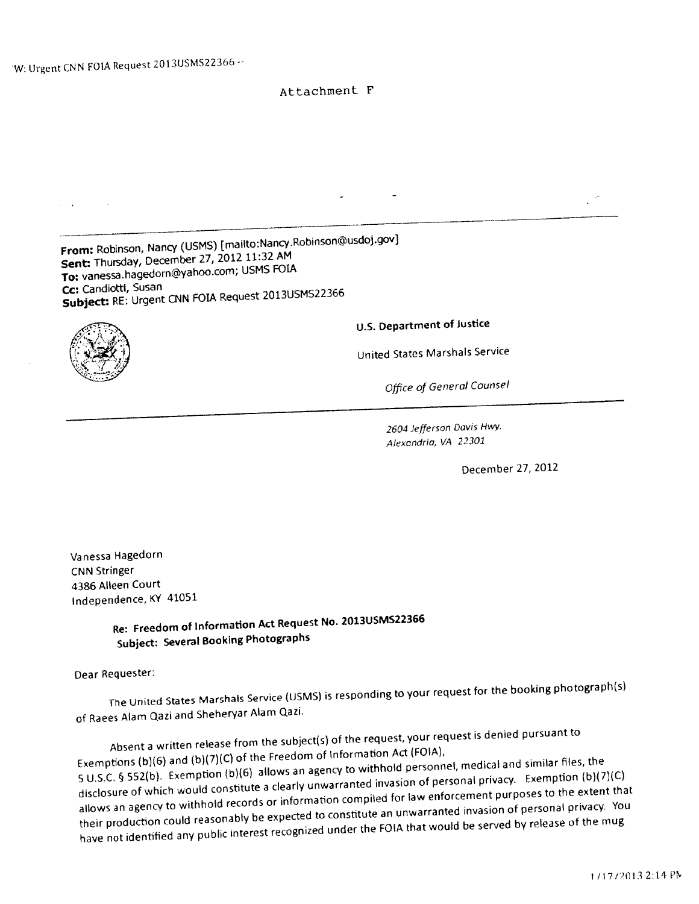W: Urgent CNN FOIA Request 2013USMS22366 --

Attachment F

**From:** Robinson, Nancy (USMS) [mailto:Nancy.Robinson@usdoj.gov]
**Sent:** Thursday, December 27, 2012 11:32 AM
**To:** vanessa.hagedorn@yahoo.com; USMS FOIA
**Cc:** Candiotti, Susan
**Subject:** RE: Urgent CNN FOIA Request 2013USMS22366

**U.S. Department of Justice**

United States Marshals Service

*Office of General Counsel*

*2604 Jefferson Davis Hwy.*
*Alexandria, VA 22301*

December 27, 2012

Vanessa Hagedorn
CNN Stringer
4386 Alleen Court
Independence, KY 41051

**Re: Freedom of Information Act Request No. 2013USMS22366**
**Subject: Several Booking Photographs**

Dear Requester:

The United States Marshals Service (USMS) is responding to your request for the booking photograph(s) of Raees Alam Qazi and Sheheryar Alam Qazi.

Absent a written release from the subject(s) of the request, your request is denied pursuant to Exemptions (b)(6) and (b)(7)(C) of the Freedom of Information Act (FOIA), 5 U.S.C. § 552(b). Exemption (b)(6) allows an agency to withhold personnel, medical and similar files, the disclosure of which would constitute a clearly unwarranted invasion of personal privacy. Exemption (b)(7)(C) allows an agency to withhold records or information compiled for law enforcement purposes to the extent that their production could reasonably be expected to constitute an unwarranted invasion of personal privacy. You have not identified any public interest recognized under the FOIA that would be served by release of the mug

1/17/2013 2:14 PM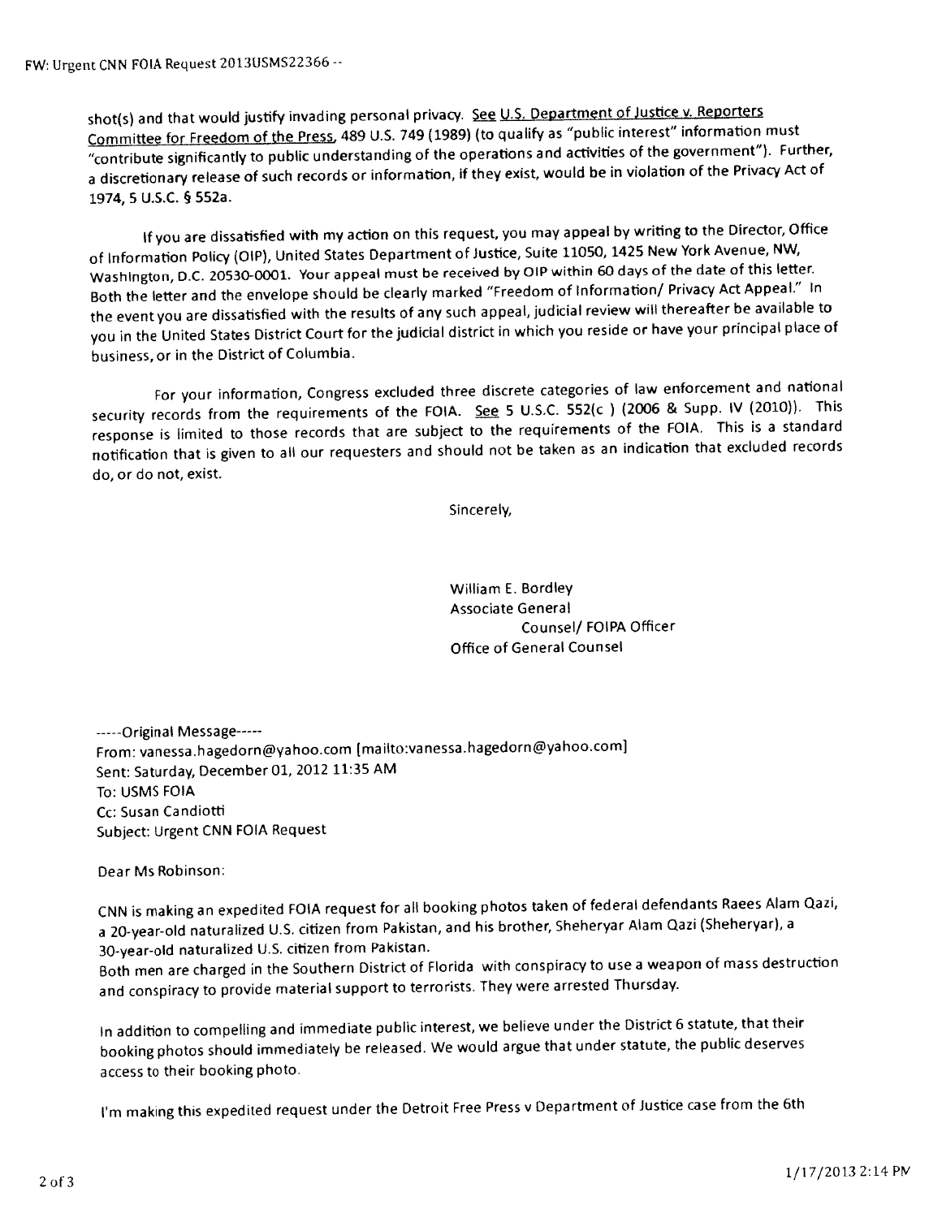shot(s) and that would justify invading personal privacy. See U.S. Department of Justice v. Reporters Committee for Freedom of the Press, 489 U.S. 749 (1989) (to qualify as "public interest" information must "contribute significantly to public understanding of the operations and activities of the government"). Further, a discretionary release of such records or information, if they exist, would be in violation of the Privacy Act of 1974, 5 U.S.C. § 552a.

If you are dissatisfied with my action on this request, you may appeal by writing to the Director, Office of Information Policy (OIP), United States Department of Justice, Suite 11050, 1425 New York Avenue, NW, Washington, D.C. 20530-0001. Your appeal must be received by OIP within 60 days of the date of this letter. Both the letter and the envelope should be clearly marked "Freedom of Information/ Privacy Act Appeal." In the event you are dissatisfied with the results of any such appeal, judicial review will thereafter be available to you in the United States District Court for the judicial district in which you reside or have your principal place of business, or in the District of Columbia.

For your information, Congress excluded three discrete categories of law enforcement and national security records from the requirements of the FOIA. See 5 U.S.C. 552(c ) (2006 & Supp. IV (2010)). This response is limited to those records that are subject to the requirements of the FOIA. This is a standard notification that is given to all our requesters and should not be taken as an indication that excluded records do, or do not, exist.

Sincerely,

William E. Bordley
Associate General
Counsel/ FOIPA Officer
Office of General Counsel

-----Original Message-----
From: vanessa.hagedorn@yahoo.com [mailto:vanessa.hagedorn@yahoo.com]
Sent: Saturday, December 01, 2012 11:35 AM
To: USMS FOIA
Cc: Susan Candiotti
Subject: Urgent CNN FOIA Request

Dear Ms Robinson:

CNN is making an expedited FOIA request for all booking photos taken of federal defendants Raees Alam Qazi, a 20-year-old naturalized U.S. citizen from Pakistan, and his brother, Sheheryar Alam Qazi (Sheheryar), a 30-year-old naturalized U.S. citizen from Pakistan.
Both men are charged in the Southern District of Florida with conspiracy to use a weapon of mass destruction and conspiracy to provide material support to terrorists. They were arrested Thursday.

In addition to compelling and immediate public interest, we believe under the District 6 statute, that their booking photos should immediately be released. We would argue that under statute, the public deserves access to their booking photo.

I'm making this expedited request under the Detroit Free Press v Department of Justice case from the 6th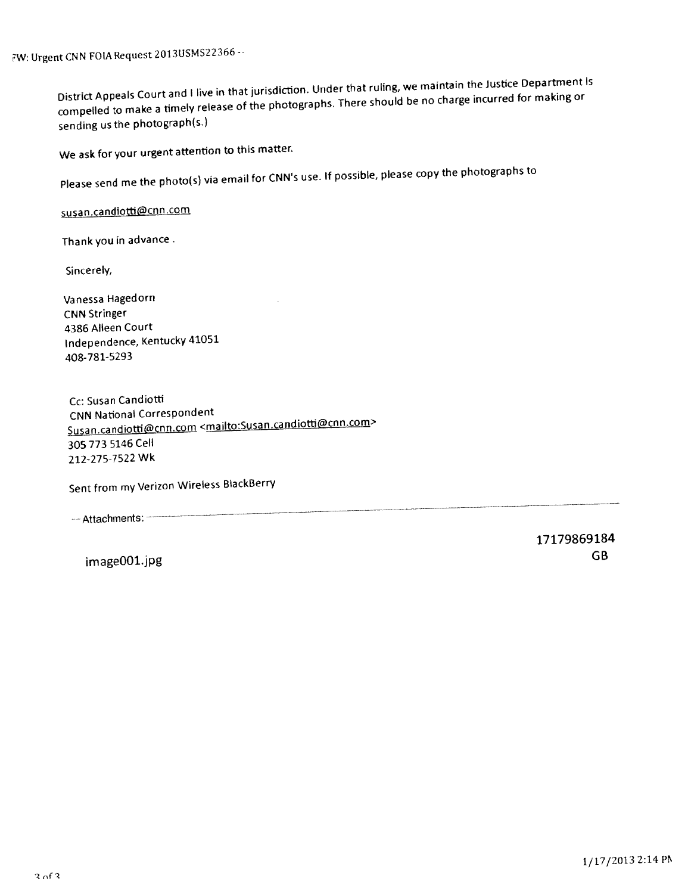District Appeals Court and I live in that jurisdiction. Under that ruling, we maintain the Justice Department is compelled to make a timely release of the photographs. There should be no charge incurred for making or sending us the photograph(s.)

We ask for your urgent attention to this matter.

Please send me the photo(s) via email for CNN's use. If possible, please copy the photographs to

susan.candiotti@cnn.com

Thank you in advance .

Sincerely,

Vanessa Hagedorn
CNN Stringer
4386 Alleen Court
Independence, Kentucky 41051
408-781-5293

Cc: Susan Candiotti
CNN National Correspondent
Susan.candiotti@cnn.com <mailto:Susan.candiotti@cnn.com>
305 773 5146 Cell
212-275-7522 Wk

Sent from my Verizon Wireless BlackBerry

--- Attachments: ---

image001.jpg

17179869184
GB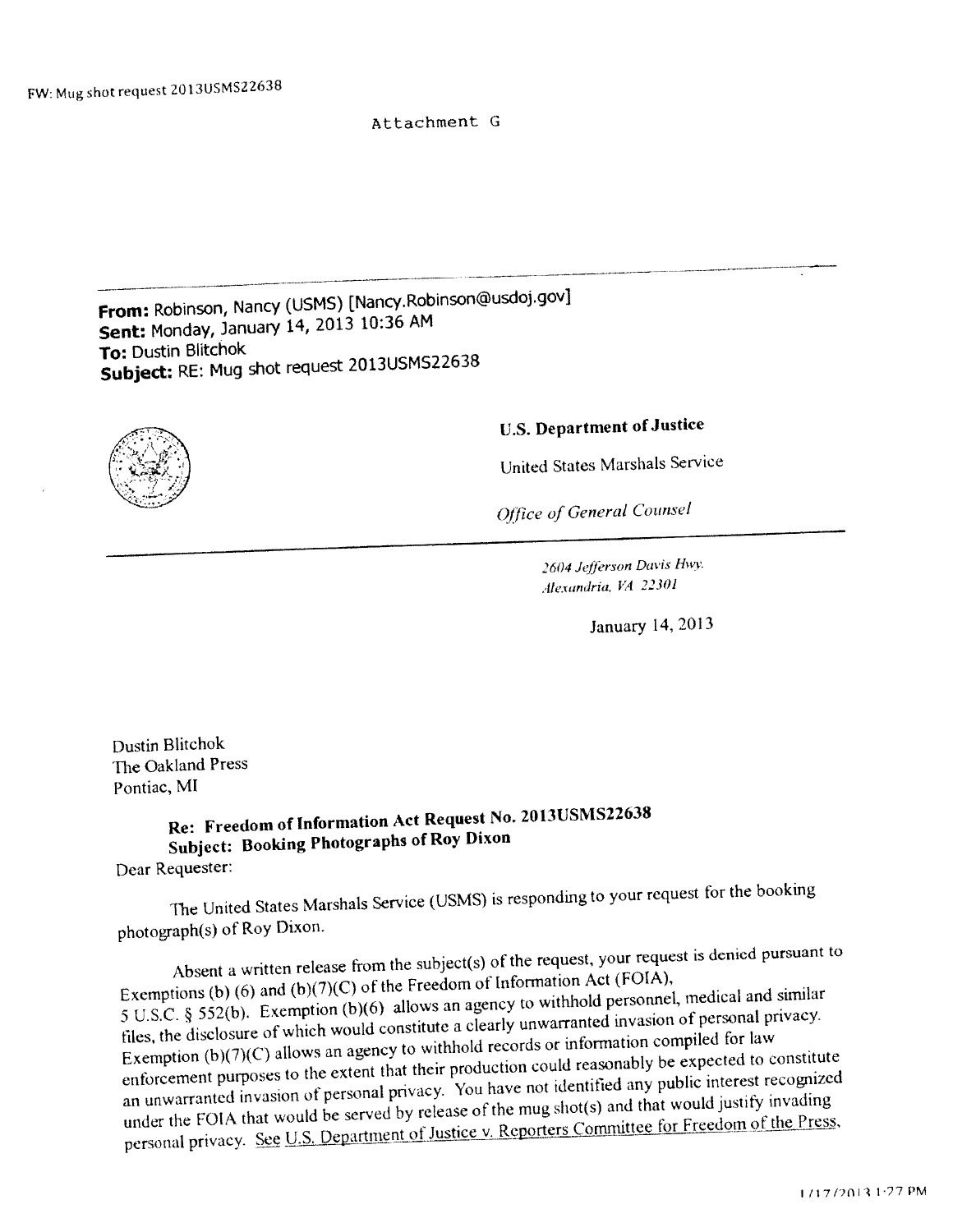FW: Mug shot request 2013USMS22638

Attachment G

**From:** Robinson, Nancy (USMS) [Nancy.Robinson@usdoj.gov]
**Sent:** Monday, January 14, 2013 10:36 AM
**To:** Dustin Blitchok
**Subject:** RE: Mug shot request 2013USMS22638

**U.S. Department of Justice**

United States Marshals Service

*Office of General Counsel*

*2604 Jefferson Davis Hwy.*
*Alexandria, VA 22301*

January 14, 2013

Dustin Blitchok
The Oakland Press
Pontiac, MI

**Re: Freedom of Information Act Request No. 2013USMS22638**
**Subject: Booking Photographs of Roy Dixon**

Dear Requester:

The United States Marshals Service (USMS) is responding to your request for the booking photograph(s) of Roy Dixon.

Absent a written release from the subject(s) of the request, your request is denied pursuant to Exemptions (b) (6) and (b)(7)(C) of the Freedom of Information Act (FOIA), 5 U.S.C. § 552(b). Exemption (b)(6) allows an agency to withhold personnel, medical and similar files, the disclosure of which would constitute a clearly unwarranted invasion of personal privacy. Exemption (b)(7)(C) allows an agency to withhold records or information compiled for law enforcement purposes to the extent that their production could reasonably be expected to constitute an unwarranted invasion of personal privacy. You have not identified any public interest recognized under the FOIA that would be served by release of the mug shot(s) and that would justify invading personal privacy. See U.S. Department of Justice v. Reporters Committee for Freedom of the Press,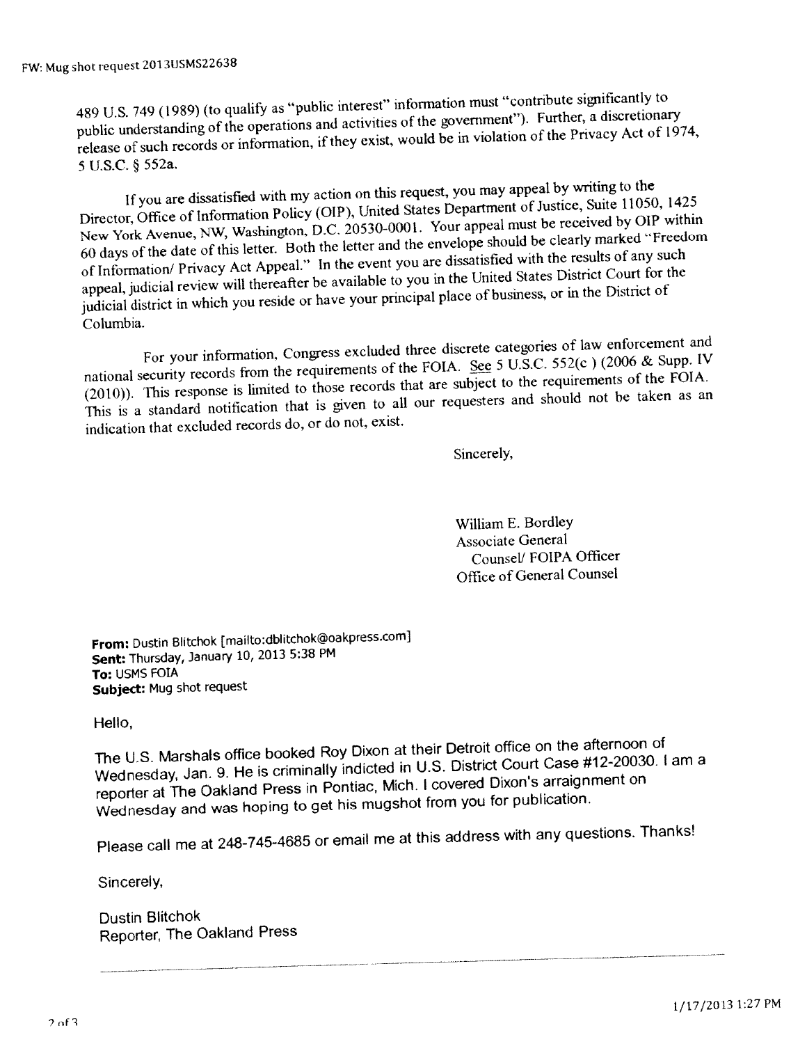489 U.S. 749 (1989) (to qualify as "public interest" information must "contribute significantly to public understanding of the operations and activities of the government"). Further, a discretionary release of such records or information, if they exist, would be in violation of the Privacy Act of 1974, 5 U.S.C. § 552a.

If you are dissatisfied with my action on this request, you may appeal by writing to the Director, Office of Information Policy (OIP), United States Department of Justice, Suite 11050, 1425 New York Avenue, NW, Washington, D.C. 20530-0001. Your appeal must be received by OIP within 60 days of the date of this letter. Both the letter and the envelope should be clearly marked "Freedom of Information/ Privacy Act Appeal." In the event you are dissatisfied with the results of any such appeal, judicial review will thereafter be available to you in the United States District Court for the judicial district in which you reside or have your principal place of business, or in the District of Columbia.

For your information, Congress excluded three discrete categories of law enforcement and national security records from the requirements of the FOIA. See 5 U.S.C. 552(c ) (2006 & Supp. IV (2010)). This response is limited to those records that are subject to the requirements of the FOIA. This is a standard notification that is given to all our requesters and should not be taken as an indication that excluded records do, or do not, exist.

Sincerely,

William E. Bordley
Associate General
Counsel/ FOIPA Officer
Office of General Counsel

**From:** Dustin Blitchok [mailto:dblitchok@oakpress.com]
**Sent:** Thursday, January 10, 2013 5:38 PM
**To:** USMS FOIA
**Subject:** Mug shot request

Hello,

The U.S. Marshals office booked Roy Dixon at their Detroit office on the afternoon of Wednesday, Jan. 9. He is criminally indicted in U.S. District Court Case #12-20030. I am a reporter at The Oakland Press in Pontiac, Mich. I covered Dixon's arraignment on Wednesday and was hoping to get his mugshot from you for publication.

Please call me at 248-745-4685 or email me at this address with any questions. Thanks!

Sincerely,

Dustin Blitchok
Reporter, The Oakland Press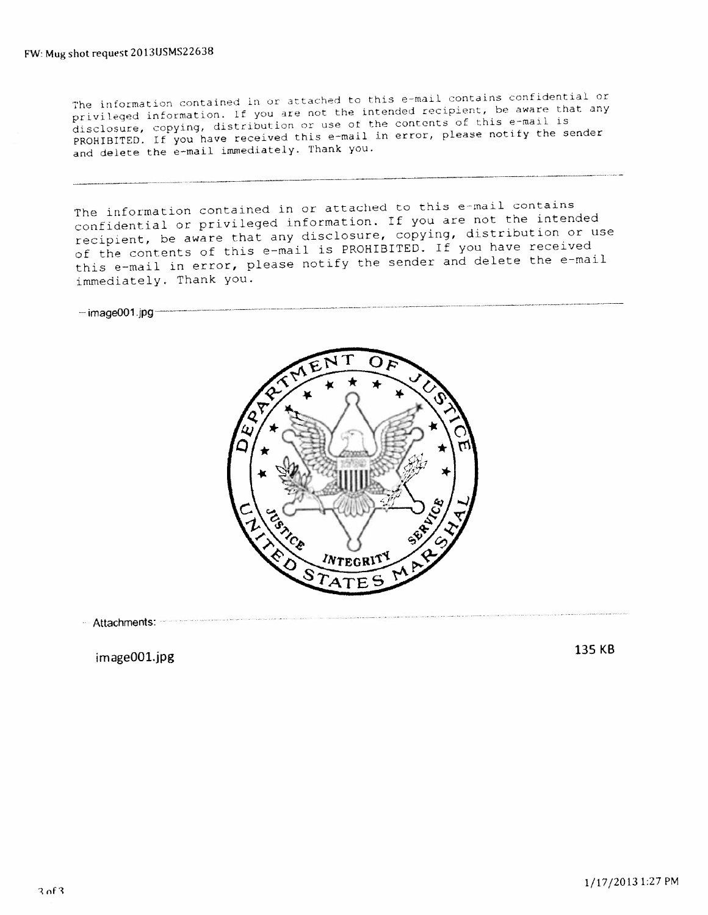FW: Mug shot request 2013USMS22638

The information contained in or attached to this e-mail contains confidential or privileged information. If you are not the intended recipient, be aware that any disclosure, copying, distribution or use of the contents of this e-mail is PROHIBITED. If you have received this e-mail in error, please notify the sender and delete the e-mail immediately. Thank you.

---

The information contained in or attached to this e-mail contains confidential or privileged information. If you are not the intended recipient, be aware that any disclosure, copying, distribution or use of the contents of this e-mail is PROHIBITED. If you have received this e-mail in error, please notify the sender and delete the e-mail immediately. Thank you.

-- image001.jpg --

DEPARTMENT OF JUSTICE
UNITED STATES MARSHAL
JUSTICE INTEGRITY SERVICE

-- Attachments: --

| | |
|---|---|
| image001.jpg | 135 KB |

1/17/2013 1:27 PM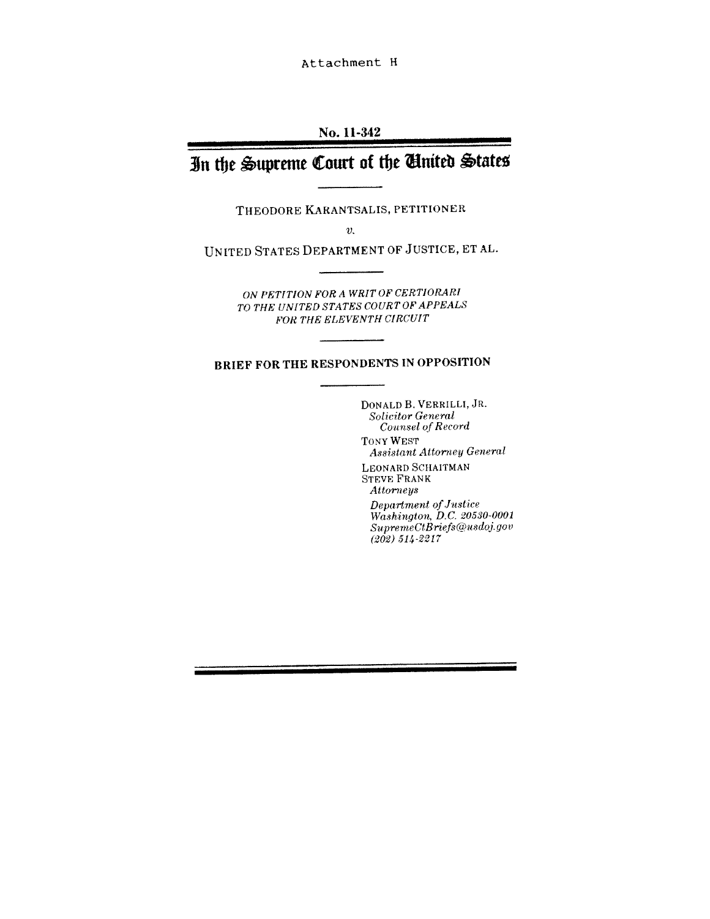Attachment H

No. 11-342

# In the Supreme Court of the United States

THEODORE KARANTSALIS, PETITIONER

*v.*

UNITED STATES DEPARTMENT OF JUSTICE, ET AL.

*ON PETITION FOR A WRIT OF CERTIORARI TO THE UNITED STATES COURT OF APPEALS FOR THE ELEVENTH CIRCUIT*

**BRIEF FOR THE RESPONDENTS IN OPPOSITION**

DONALD B. VERRILLI, JR.
*Solicitor General*
*Counsel of Record*

TONY WEST
*Assistant Attorney General*

LEONARD SCHAITMAN
STEVE FRANK
*Attorneys*

*Department of Justice*
*Washington, D.C. 20530-0001*
*SupremeCtBriefs@usdoj.gov*
*(202) 514-2217*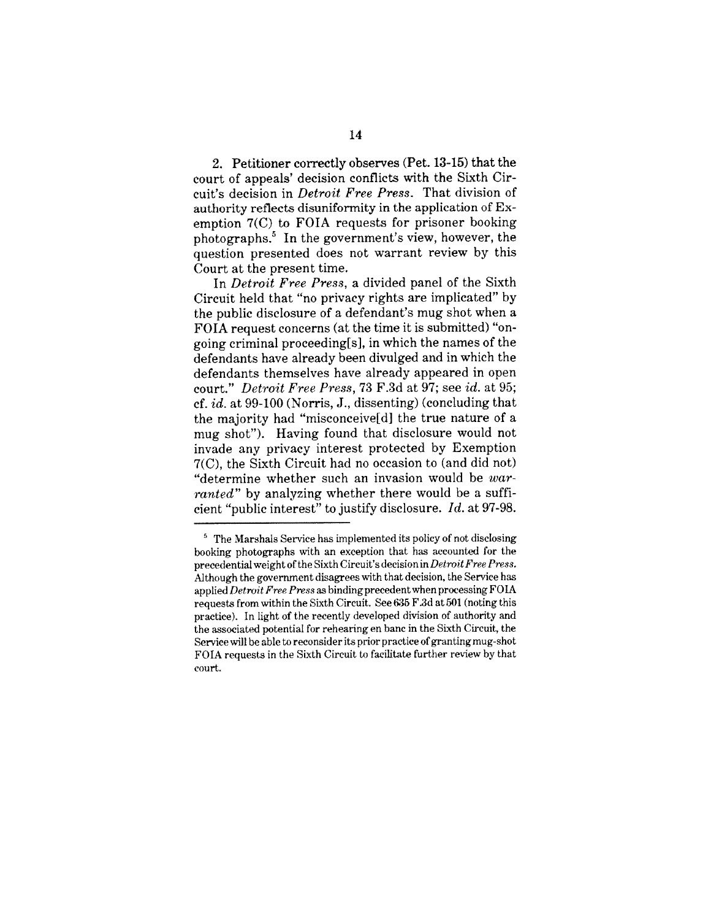2. Petitioner correctly observes (Pet. 13-15) that the court of appeals' decision conflicts with the Sixth Circuit's decision in *Detroit Free Press*. That division of authority reflects disuniformity in the application of Exemption 7(C) to FOIA requests for prisoner booking photographs.[5] In the government's view, however, the question presented does not warrant review by this Court at the present time.

In *Detroit Free Press*, a divided panel of the Sixth Circuit held that "no privacy rights are implicated" by the public disclosure of a defendant's mug shot when a FOIA request concerns (at the time it is submitted) "ongoing criminal proceeding[s], in which the names of the defendants have already been divulged and in which the defendants themselves have already appeared in open court." *Detroit Free Press*, 73 F.3d at 97; see *id.* at 95; cf. *id.* at 99-100 (Norris, J., dissenting) (concluding that the majority had "misconceive[d] the true nature of a mug shot"). Having found that disclosure would not invade any privacy interest protected by Exemption 7(C), the Sixth Circuit had no occasion to (and did not) "determine whether such an invasion would be *warranted*" by analyzing whether there would be a sufficient "public interest" to justify disclosure. *Id.* at 97-98.

---

[5] The Marshals Service has implemented its policy of not disclosing booking photographs with an exception that has accounted for the precedential weight of the Sixth Circuit's decision in *Detroit Free Press*. Although the government disagrees with that decision, the Service has applied *Detroit Free Press* as binding precedent when processing FOIA requests from within the Sixth Circuit. See 635 F.3d at 501 (noting this practice). In light of the recently developed division of authority and the associated potential for rehearing en banc in the Sixth Circuit, the Service will be able to reconsider its prior practice of granting mug-shot FOIA requests in the Sixth Circuit to facilitate further review by that court.